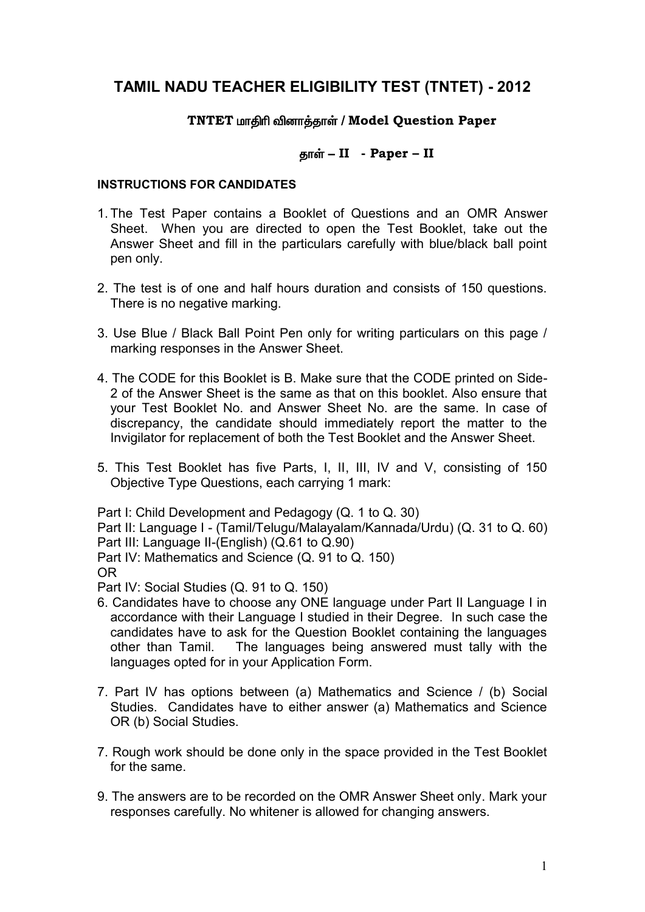# TAMIL NADU TEACHER ELIGIBILITY TEST (TNTET) - 2012

## TNTET மாதிரி வினாத்தாள் / Model Question Paper

### தாள் – II - Paper – II

**INSTRUCTIONS FOR CANDIDATES**

1. The Test Paper contains a Booklet of Questions and an OMR Answer Sheet. When you are directed to open the Test Booklet, take out the Answer Sheet and fill in the particulars carefully with blue/black ball point pen only.

2. The test is of one and half hours duration and consists of 150 questions. There is no negative marking.

3. Use Blue / Black Ball Point Pen only for writing particulars on this page / marking responses in the Answer Sheet.

4. The CODE for this Booklet is B. Make sure that the CODE printed on Side-2 of the Answer Sheet is the same as that on this booklet. Also ensure that your Test Booklet No. and Answer Sheet No. are the same. In case of discrepancy, the candidate should immediately report the matter to the Invigilator for replacement of both the Test Booklet and the Answer Sheet.

5. This Test Booklet has five Parts, I, II, III, IV and V, consisting of 150 Objective Type Questions, each carrying 1 mark:

Part I: Child Development and Pedagogy (Q. 1 to Q. 30)
Part II: Language I - (Tamil/Telugu/Malayalam/Kannada/Urdu) (Q. 31 to Q. 60)
Part III: Language II-(English) (Q.61 to Q.90)
Part IV: Mathematics and Science (Q. 91 to Q. 150)
OR
Part IV: Social Studies (Q. 91 to Q. 150)

6. Candidates have to choose any ONE language under Part II Language I in accordance with their Language I studied in their Degree. In such case the candidates have to ask for the Question Booklet containing the languages other than Tamil. The languages being answered must tally with the languages opted for in your Application Form.

7. Part IV has options between (a) Mathematics and Science / (b) Social Studies. Candidates have to either answer (a) Mathematics and Science OR (b) Social Studies.

7. Rough work should be done only in the space provided in the Test Booklet for the same.

9. The answers are to be recorded on the OMR Answer Sheet only. Mark your responses carefully. No whitener is allowed for changing answers.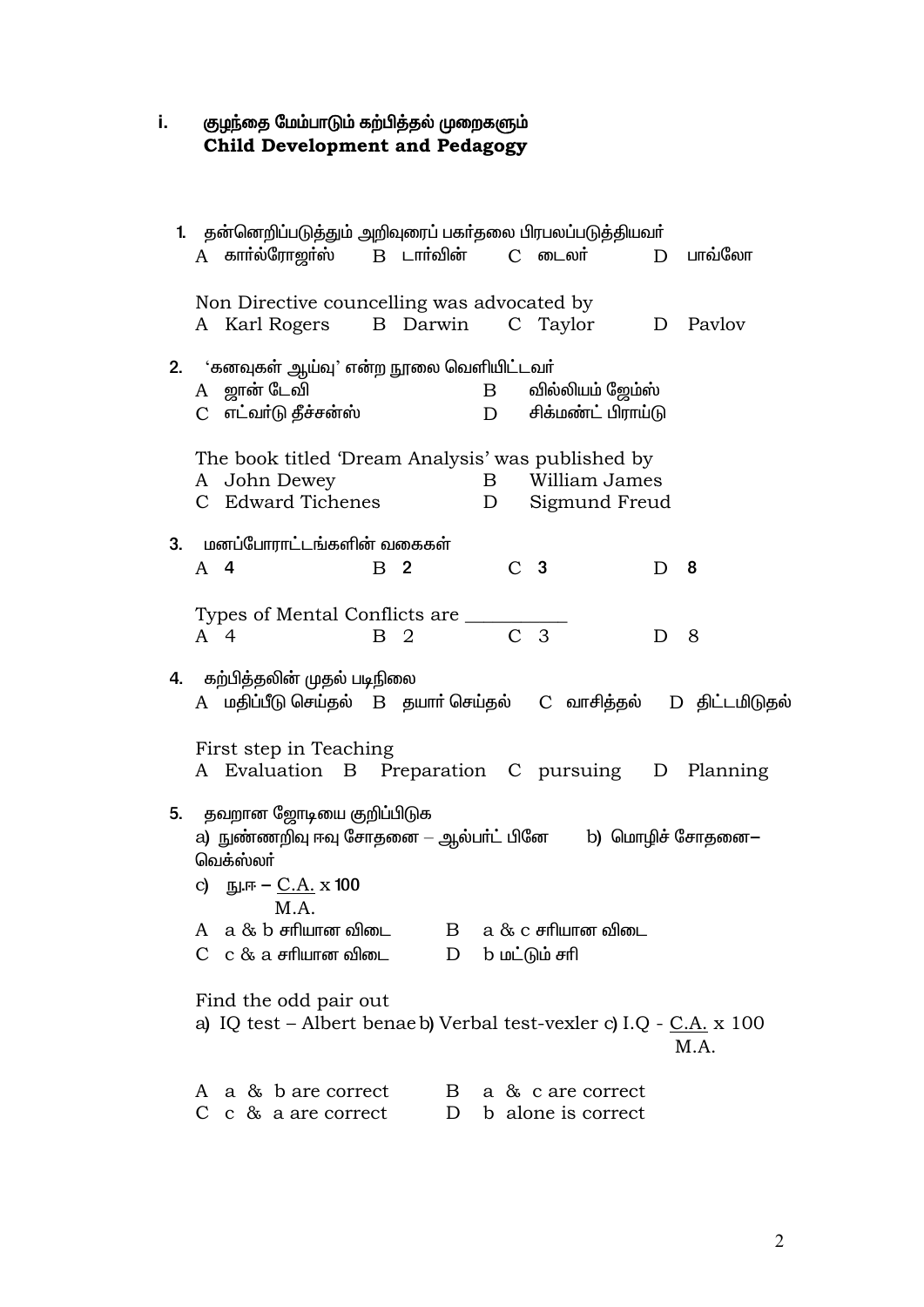## i. குழந்தை மேம்பாடும் கற்பித்தல் முறைகளும்
## Child Development and Pedagogy

1. தன்னெறிப்படுத்தும் அறிவுரைப் பகர்தலை பிரபலப்படுத்தியவர்

   A கார்ல்ரோஜர்ஸ் B டார்வின் C டைலர் D பாவ்லோ

   Non Directive councelling was advocated by

   A Karl Rogers B Darwin C Taylor D Pavlov

2. 'கனவுகள் ஆய்வு' என்ற நூலை வெளியிட்டவர்

   A ஜான் டேவி B வில்லியம் ஜேம்ஸ்
   C எட்வர்டு தீச்சன்ஸ் D சிக்மண்ட் பிராய்டு

   The book titled 'Dream Analysis' was published by

   A John Dewey B William James
   C Edward Tichenes D Sigmund Freud

3. மனப்போராட்டங்களின் வகைகள்

   A 4 B 2 C 3 D 8

   Types of Mental Conflicts are __________

   A 4 B 2 C 3 D 8

4. கற்பித்தலின் முதல் படிநிலை

   A மதிப்பீடு செய்தல் B தயார் செய்தல் C வாசித்தல் D திட்டமிடுதல்

   First step in Teaching

   A Evaluation B Preparation C pursuing D Planning

5. தவறான ஜோடியை குறிப்பிடுக

   a) நுண்ணறிவு ஈவு சோதனை – ஆல்பர்ட் பினே b) மொழிச் சோதனை– வெக்ஸ்லர்
   c) நு.ஈ – $\frac{C.A.}{M.A.} \times 100$

   A a & b சரியான விடை B a & c சரியான விடை
   C c & a சரியான விடை D b மட்டும் சரி

   Find the odd pair out

   a) IQ test – Albert benae b) Verbal test-vexler c) I.Q - $\frac{C.A.}{M.A.} \times 100$

   A a & b are correct B a & c are correct
   C c & a are correct D b alone is correct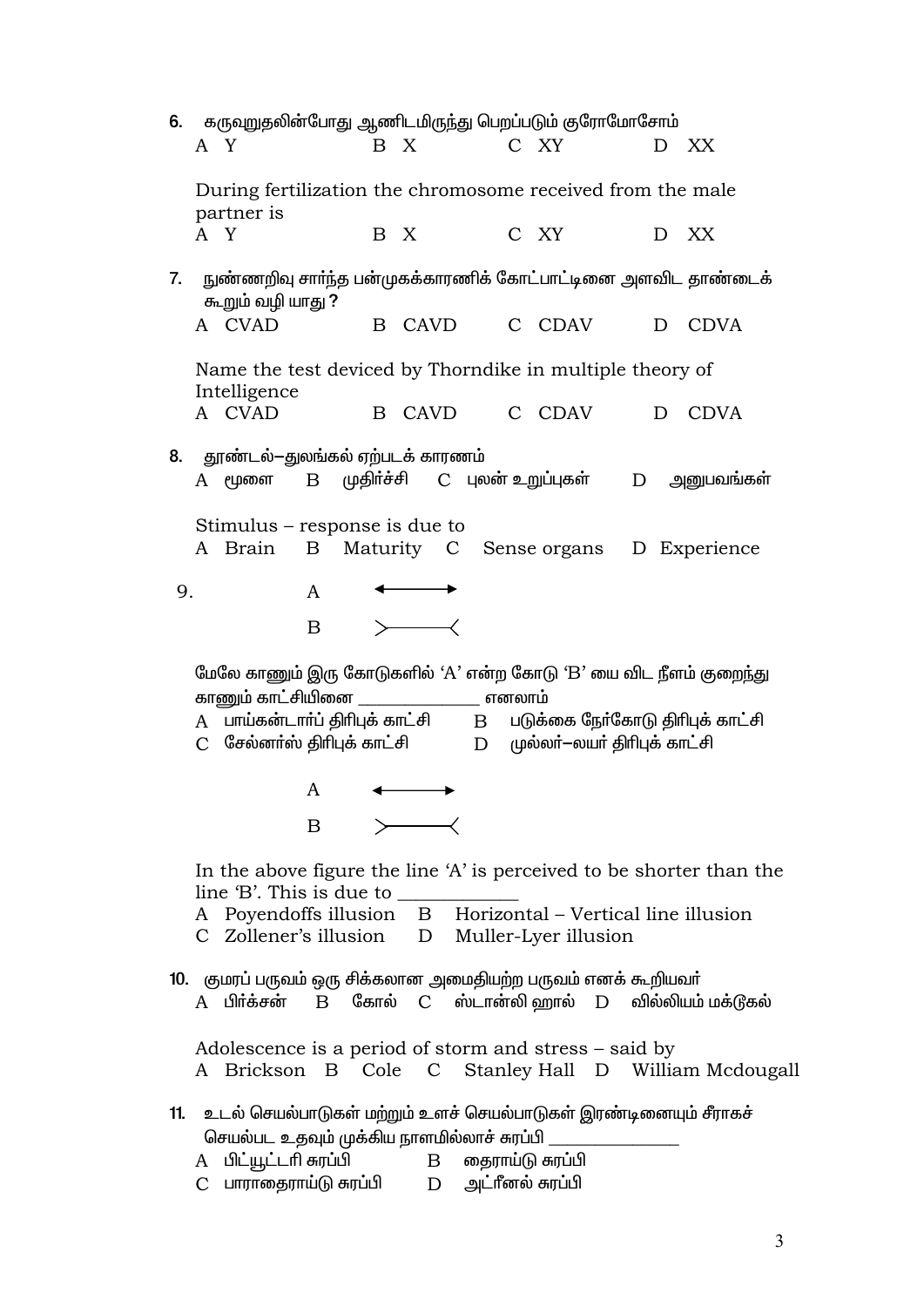6. கருவுறுதலின்போது ஆணிடமிருந்து பெறப்படும் குரோமோசோம்

A Y B X C XY D XX

During fertilization the chromosome received from the male partner is

A Y B X C XY D XX

7. நுண்ணறிவு சார்ந்த பன்முகக்காரணிக் கோட்பாட்டினை அளவிட தாண்டைக் கூறும் வழி யாது ?

A CVAD B CAVD C CDAV D CDVA

Name the test deviced by Thorndike in multiple theory of Intelligence

A CVAD B CAVD C CDAV D CDVA

8. தூண்டல்–துலங்கல் ஏற்படக் காரணம்

A மூளை B முதிர்ச்சி C புலன் உறுப்புகள் D அனுபவங்கள்

Stimulus – response is due to

A Brain B Maturity C Sense organs D Experience

9. A ⟵⟶

B >——<

மேலே காணும் இரு கோடுகளில் 'A' என்ற கோடு 'B' யை விட நீளம் குறைந்து காணும் காட்சியினை _____________ எனலாம்

A பாய்கன்டார்ப் திரிபுக் காட்சி B படுக்கை நேர்கோடு திரிபுக் காட்சி

C சேல்னர்ஸ் திரிபுக் காட்சி D முல்லர்–லயர் திரிபுக் காட்சி

A ⟵⟶

B >——<

In the above figure the line 'A' is perceived to be shorter than the line 'B'. This is due to ____________

A Poyendoffs illusion B Horizontal – Vertical line illusion

C Zollener's illusion D Muller-Lyer illusion

10. குமரப் பருவம் ஒரு சிக்கலான அமைதியற்ற பருவம் எனக் கூறியவர்

A பிர்க்சன் B கோல் C ஸ்டான்லி ஹால் D வில்லியம் மக்டுகல்

Adolescence is a period of storm and stress – said by

A Brickson B Cole C Stanley Hall D William Mcdougall

11. உடல் செயல்பாடுகள் மற்றும் உளச் செயல்பாடுகள் இரண்டினையும் சீராகச் செயல்பட உதவும் முக்கிய நாளமில்லாச் சுரப்பி ______________

A பிட்யூட்டரி சுரப்பி B தைராய்டு சுரப்பி

C பாராதைராய்டு சுரப்பி D அட்ரீனல் சுரப்பி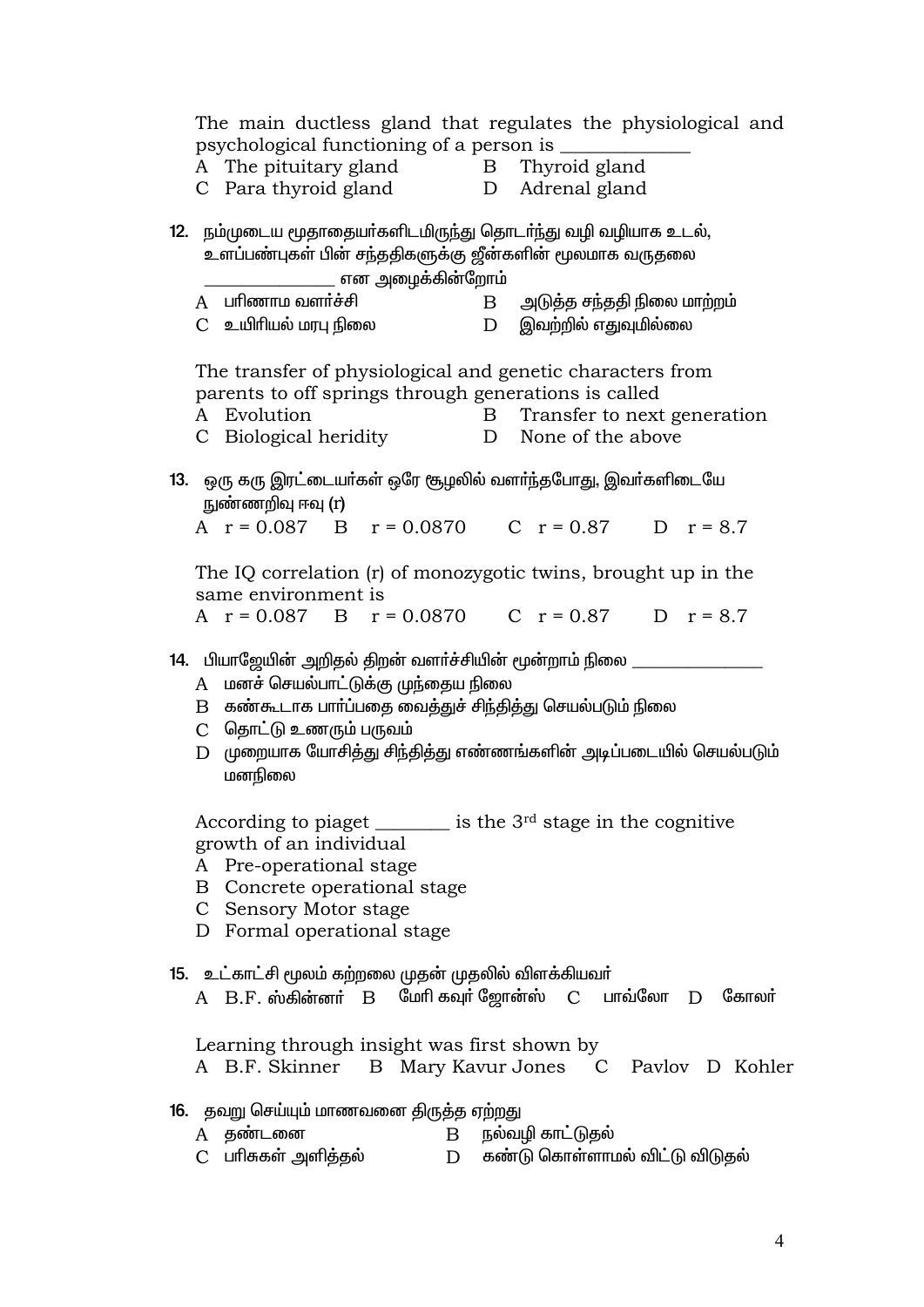The main ductless gland that regulates the physiological and psychological functioning of a person is ____________

A The pituitary gland  B Thyroid gland
C Para thyroid gland  D Adrenal gland

12. நம்முடைய மூதாதையர்களிடமிருந்து தொடர்ந்து வழி வழியாக உடல், உளப்பண்புகள் பின் சந்ததிகளுக்கு ஜீன்களின் மூலமாக வருதலை ____________ என அழைக்கின்றோம்

A பரிணாம வளர்ச்சி  B அடுத்த சந்ததி நிலை மாற்றம்
C உயிரியல் மரபு நிலை  D இவற்றில் எதுவுமில்லை

The transfer of physiological and genetic characters from parents to off springs through generations is called

A Evolution  B Transfer to next generation
C Biological heridity  D None of the above

13. ஒரு கரு இரட்டையர்கள் ஒரே சூழலில் வளர்ந்தபோது, இவர்களிடையே நுண்ணறிவு ஈவு (r)

A r = 0.087  B r = 0.0870  C r = 0.87  D r = 8.7

The IQ correlation (r) of monozygotic twins, brought up in the same environment is

A r = 0.087  B r = 0.0870  C r = 0.87  D r = 8.7

14. பியாஜேயின் அறிதல் திறன் வளர்ச்சியின் மூன்றாம் நிலை ____________

A மனச் செயல்பாட்டுக்கு முந்தைய நிலை
B கண்கூடாக பார்ப்பதை வைத்துச் சிந்தித்து செயல்படும் நிலை
C தொட்டு உணரும் பருவம்
D முறையாக யோசித்து சிந்தித்து எண்ணங்களின் அடிப்படையில் செயல்படும் மனநிலை

According to piaget ________ is the 3rd stage in the cognitive growth of an individual

A Pre-operational stage
B Concrete operational stage
C Sensory Motor stage
D Formal operational stage

15. உட்காட்சி மூலம் கற்றலை முதன் முதலில் விளக்கியவர்

A B.F. ஸ்கின்னர்  B மேரி கவுர் ஜோன்ஸ்  C பாவ்லோ  D கோலர்

Learning through insight was first shown by

A B.F. Skinner  B Mary Kavur Jones  C Pavlov  D Kohler

16. தவறு செய்யும் மாணவனை திருத்த ஏற்றது

A தண்டனை  B நல்வழி காட்டுதல்
C பரிசுகள் அளித்தல்  D கண்டு கொள்ளாமல் விட்டு விடுதல்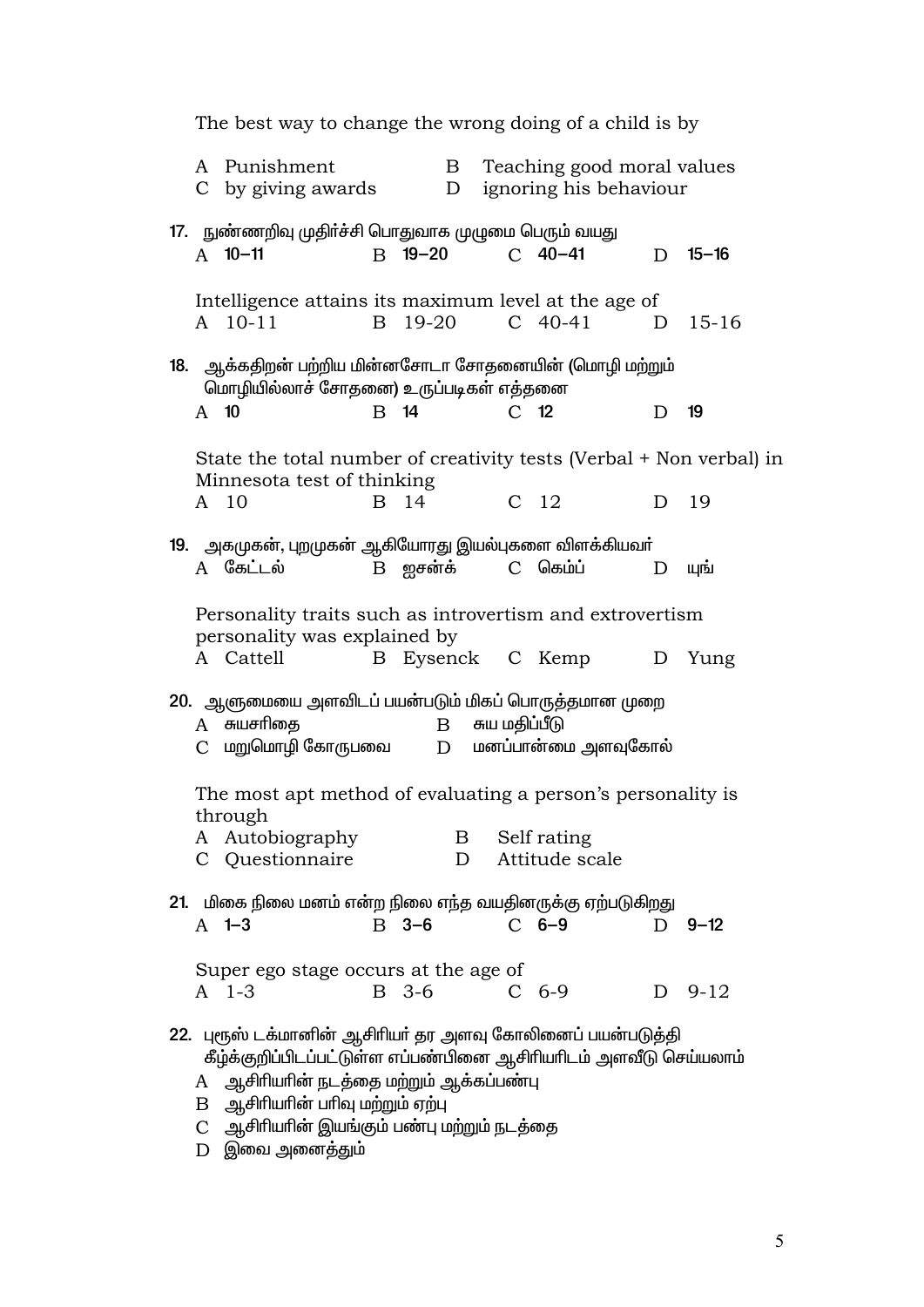The best way to change the wrong doing of a child is by

A Punishment B Teaching good moral values
C by giving awards D ignoring his behaviour

17. நுண்ணறிவு முதிர்ச்சி பொதுவாக முழுமை பெரும் வயது

A 10–11 B 19–20 C 40–41 D 15–16

Intelligence attains its maximum level at the age of

A 10-11 B 19-20 C 40-41 D 15-16

18. ஆக்கதிறன் பற்றிய மின்னசோடா சோதனையின் (மொழி மற்றும் மொழியில்லாச் சோதனை) உருப்படிகள் எத்தனை

A 10 B 14 C 12 D 19

State the total number of creativity tests (Verbal + Non verbal) in Minnesota test of thinking

A 10 B 14 C 12 D 19

19. அகமுகன், புறமுகன் ஆகியோரது இயல்புகளை விளக்கியவர்

A கேட்டல் B ஐசன்க் C கெம்ப் D யுங்

Personality traits such as introvertism and extrovertism personality was explained by

A Cattell B Eysenck C Kemp D Yung

20. ஆளுமையை அளவிடப் பயன்படும் மிகப் பொருத்தமான முறை

A சுயசரிதை B சுய மதிப்பீடு
C மறுமொழி கோருபவை D மனப்பான்மை அளவுகோல்

The most apt method of evaluating a person's personality is through

A Autobiography B Self rating
C Questionnaire D Attitude scale

21. மிகை நிலை மனம் என்ற நிலை எந்த வயதினருக்கு ஏற்படுகிறது

A 1–3 B 3–6 C 6–9 D 9–12

Super ego stage occurs at the age of

A 1-3 B 3-6 C 6-9 D 9-12

22. புரூஸ் டக்மானின் ஆசிரியர் தர அளவு கோலினைப் பயன்படுத்தி கீழ்க்குறிப்பிடப்பட்டுள்ள எப்பண்பினை ஆசிரியரிடம் அளவீடு செய்யலாம்

A ஆசிரியரின் நடத்தை மற்றும் ஆக்கப்பண்பு
B ஆசிரியரின் பரிவு மற்றும் ஏற்பு
C ஆசிரியரின் இயங்கும் பண்பு மற்றும் நடத்தை
D இவை அனைத்தும்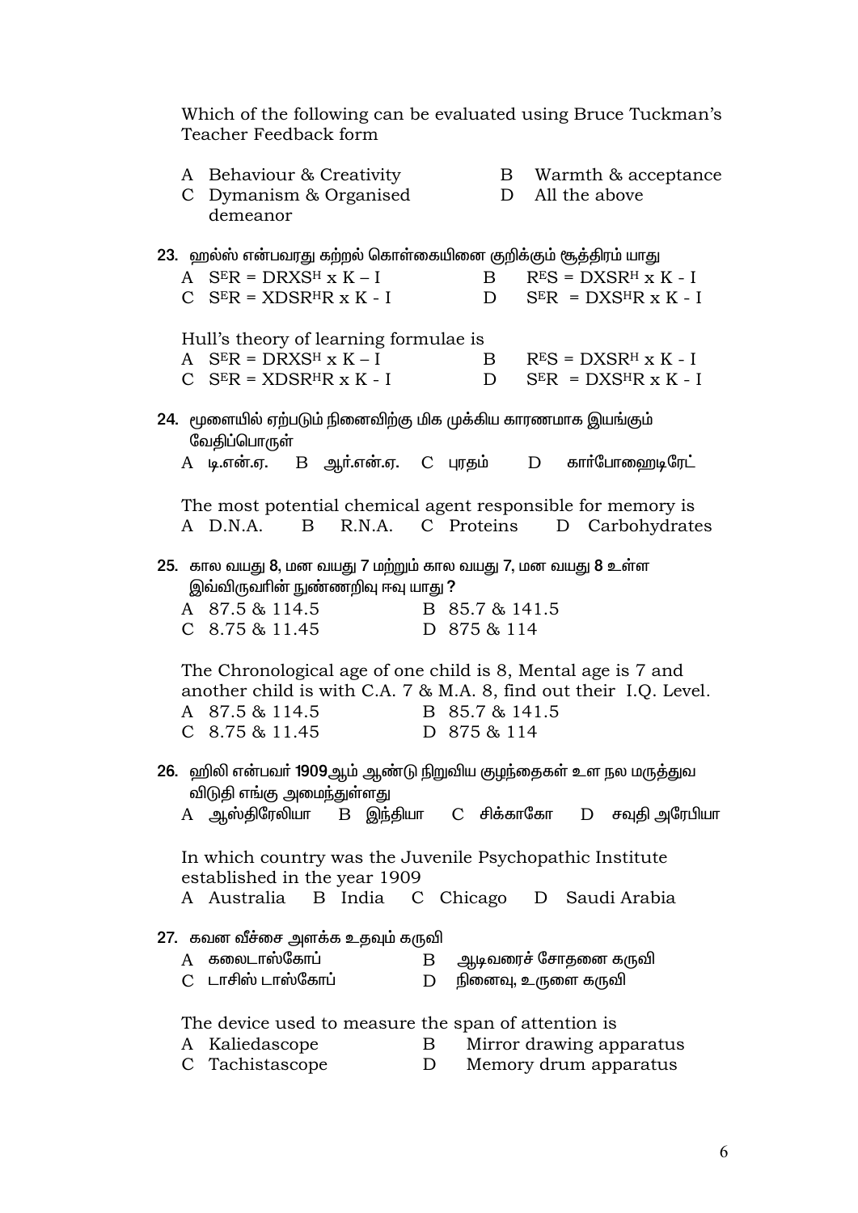Which of the following can be evaluated using Bruce Tuckman's Teacher Feedback form

A Behaviour & Creativity  B Warmth & acceptance
C Dymanism & Organised demeanor  D All the above

**23.** ஹல்ஸ் என்பவரது கற்றல் கொள்கையினை குறிக்கும் சூத்திரம் யாது

A $S^ER = DRXS^H \times K - I$  B $R^ES = DXSR^H \times K - I$
C $S^ER = XDSR^HR \times K - I$  D $S^ER = DXS^HR \times K - I$

Hull's theory of learning formulae is

A $S^ER = DRXS^H \times K - I$  B $R^ES = DXSR^H \times K - I$
C $S^ER = XDSR^HR \times K - I$  D $S^ER = DXS^HR \times K - I$

**24.** மூளையில் ஏற்படும் நினைவிற்கு மிக முக்கிய காரணமாக இயங்கும் வேதிப்பொருள்

A டி.என்.ஏ.  B ஆர்.என்.ஏ.  C புரதம்  D கார்போஹைடிரேட்

The most potential chemical agent responsible for memory is

A D.N.A.  B R.N.A.  C Proteins  D Carbohydrates

**25.** கால வயது 8, மன வயது 7 மற்றும் கால வயது 7, மன வயது 8 உள்ள இவ்விருவரின் நுண்ணறிவு ஈவு யாது ?

A 87.5 & 114.5  B 85.7 & 141.5
C 8.75 & 11.45  D 875 & 114

The Chronological age of one child is 8, Mental age is 7 and another child is with C.A. 7 & M.A. 8, find out their I.Q. Level.

A 87.5 & 114.5  B 85.7 & 141.5
C 8.75 & 11.45  D 875 & 114

**26.** ஹிலி என்பவர் 1909ஆம் ஆண்டு நிறுவிய குழந்தைகள் உள நல மருத்துவ விடுதி எங்கு அமைந்துள்ளது

A ஆஸ்திரேலியா  B இந்தியா  C சிக்காகோ  D சவுதி அரேபியா

In which country was the Juvenile Psychopathic Institute established in the year 1909

A Australia  B India  C Chicago  D Saudi Arabia

**27.** கவன வீச்சை அளக்க உதவும் கருவி

A கலைடாஸ்கோப்  B ஆடிவரைச் சோதனை கருவி
C டாசிஸ் டாஸ்கோப்  D நினைவு, உருளை கருவி

The device used to measure the span of attention is

A Kaliedascope  B Mirror drawing apparatus
C Tachistascope  D Memory drum apparatus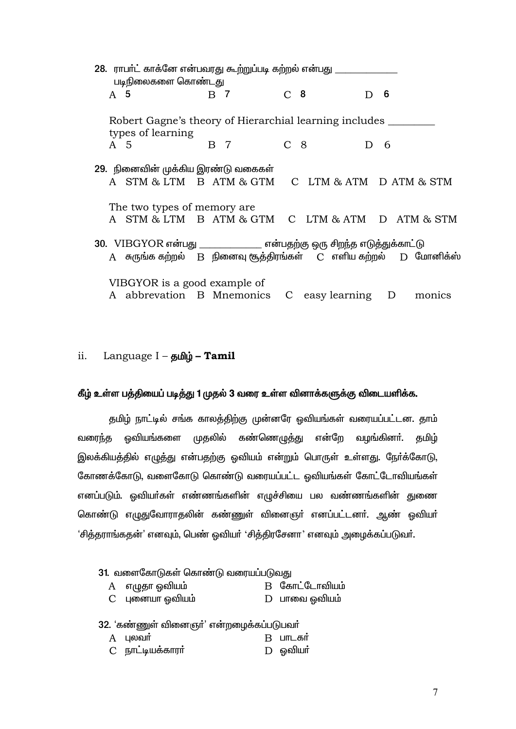28. ராபர்ட் காக்னே என்பவரது கூற்றுப்படி கற்றல் என்பது ____________ படிநிலைகளை கொண்டது

A 5    B 7    C 8    D 6

Robert Gagne's theory of Hierarchial learning includes ________ types of learning

A 5    B 7    C 8    D 6

29. நினைவின் முக்கிய இரண்டு வகைகள்

A STM & LTM    B ATM & GTM    C LTM & ATM    D ATM & STM

The two types of memory are

A STM & LTM    B ATM & GTM    C LTM & ATM    D ATM & STM

30. VIBGYOR என்பது ____________ என்பதற்கு ஒரு சிறந்த எடுத்துக்காட்டு

A சுருங்க கற்றல்    B நினைவு சூத்திரங்கள்    C எளிய கற்றல்    D மோனிக்ஸ்

VIBGYOR is a good example of

A abbreviation    B Mnemonics    C easy learning    D monics

ii. Language I – **தமிழ் – Tamil**

**கீழ் உள்ள பத்தியைப் படித்து 1 முதல் 3 வரை உள்ள வினாக்களுக்கு விடையளிக்க.**

தமிழ் நாட்டில் சங்க காலத்திற்கு முன்னரே ஓவியங்கள் வரையப்பட்டன. தாம் வரைந்த ஓவியங்களை முதலில் கண்ணெழுத்து என்றே வழங்கினர். தமிழ் இலக்கியத்தில் எழுத்து என்பதற்கு ஓவியம் என்றும் பொருள் உள்ளது. நேர்க்கோடு, கோணக்கோடு, வளைகோடு கொண்டு வரையப்பட்ட ஓவியங்கள் கோட்டோவியங்கள் எனப்படும். ஓவியர்கள் எண்ணங்களின் எழுச்சியை பல வண்ணங்களின் துணை கொண்டு எழுதுவோராதலின் கண்ணுள் வினைஞர் எனப்பட்டனர். ஆண் ஓவியர் 'சித்தராங்கதன்' எனவும், பெண் ஓவியர் 'சித்திரசேனா' எனவும் அழைக்கப்படுவர்.

31. வளைகோடுகள் கொண்டு வரையப்படுவது

A எழுதா ஓவியம்    B கோட்டோவியம்

C புனையா ஓவியம்    D பாவை ஓவியம்

32. 'கண்ணுள் வினைஞர்' என்றழைக்கப்படுபவர்

A புலவர்    B பாடகர்

C நாட்டியக்காரர்    D ஓவியர்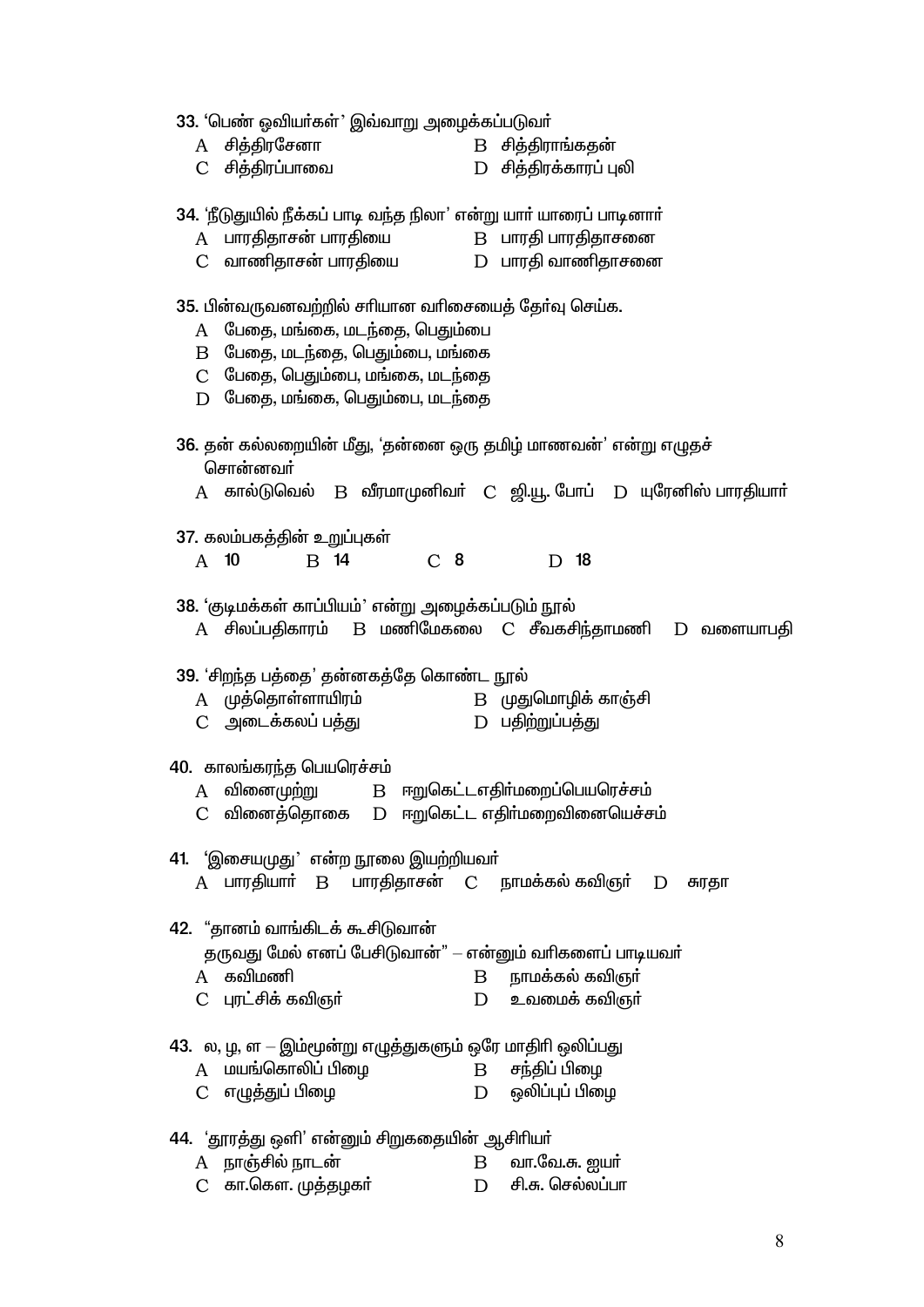33. 'பெண் ஓவியர்கள்' இவ்வாறு அழைக்கப்படுவர்

A சித்திரசேனா B சித்திராங்கதன்
C சித்திரப்பாவை D சித்திரக்காரப் புலி

34. 'நீடுதுயில் நீக்கப் பாடி வந்த நிலா' என்று யார் யாரைப் பாடினார்

A பாரதிதாசன் பாரதியை B பாரதி பாரதிதாசனை
C வாணிதாசன் பாரதியை D பாரதி வாணிதாசனை

35. பின்வருவனவற்றில் சரியான வரிசையைத் தேர்வு செய்க.

A பேதை, மங்கை, மடந்தை, பெதும்பை
B பேதை, மடந்தை, பெதும்பை, மங்கை
C பேதை, பெதும்பை, மங்கை, மடந்தை
D பேதை, மங்கை, பெதும்பை, மடந்தை

36. தன் கல்லறையின் மீது, 'தன்னை ஒரு தமிழ் மாணவன்' என்று எழுதச் சொன்னவர்

A கால்டுவெல் B வீரமாமுனிவர் C ஜி.யு. போப் D யுரேனிஸ் பாரதியார்

37. கலம்பகத்தின் உறுப்புகள்

A 10 B 14 C 8 D 18

38. 'குடிமக்கள் காப்பியம்' என்று அழைக்கப்படும் நூல்

A சிலப்பதிகாரம் B மணிமேகலை C சீவகசிந்தாமணி D வளையாபதி

39. 'சிறந்த பத்தை' தன்னகத்தே கொண்ட நூல்

A முத்தொள்ளாயிரம் B முதுமொழிக் காஞ்சி
C அடைக்கலப் பத்து D பதிற்றுப்பத்து

40. காலங்கரந்த பெயரெச்சம்

A வினைமுற்று B ஈறுகெட்டஎதிர்மறைப்பெயரெச்சம்
C வினைத்தொகை D ஈறுகெட்ட எதிர்மறைவினையெச்சம்

41. 'இசையமுது' என்ற நூலை இயற்றியவர்

A பாரதியார் B பாரதிதாசன் C நாமக்கல் கவிஞர் D சுரதா

42. "தானம் வாங்கிடக் கூசிடுவான்
தருவது மேல் எனப் பேசிடுவான்" – என்னும் வரிகளைப் பாடியவர்

A கவிமணி B நாமக்கல் கவிஞர்
C புரட்சிக் கவிஞர் D உவமைக் கவிஞர்

43. ல, ழ, ள – இம்மூன்று எழுத்துகளும் ஒரே மாதிரி ஒலிப்பது

A மயங்கொலிப் பிழை B சந்திப் பிழை
C எழுத்துப் பிழை D ஒலிப்புப் பிழை

44. 'தூரத்து ஒளி' என்னும் சிறுகதையின் ஆசிரியர்

A நாஞ்சில் நாடன் B வா.வே.சு. ஐயர்
C கா.கௌ. முத்தழகர் D சி.சு. செல்லப்பா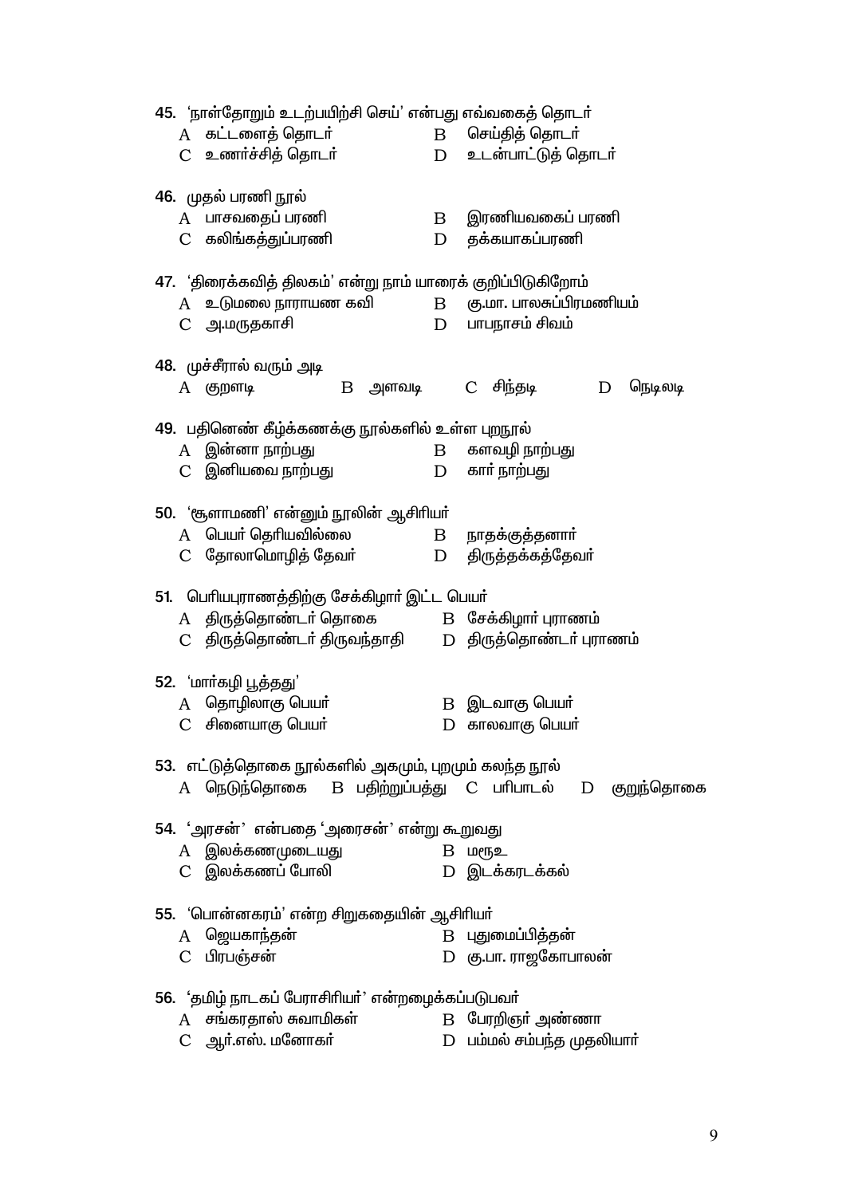45. 'நாள்தோறும் உடற்பயிற்சி செய்' என்பது எவ்வகைத் தொடர்

A கட்டளைத் தொடர்  
B செய்தித் தொடர்  
C உணர்ச்சித் தொடர்  
D உடன்பாட்டுத் தொடர்

46. முதல் பரணி நூல்

A பாசவதைப் பரணி  
B இரணியவகைப் பரணி  
C கலிங்கத்துப்பரணி  
D தக்கயாகப்பரணி

47. 'திரைக்கவித் திலகம்' என்று நாம் யாரைக் குறிப்பிடுகிறோம்

A உடுமலை நாராயண கவி  
B கு.மா. பாலசுப்பிரமணியம்  
C அ.மருதகாசி  
D பாபநாசம் சிவம்

48. முச்சீரால் வரும் அடி

A குறளடி  
B அளவடி  
C சிந்தடி  
D நெடிலடி

49. பதினெண் கீழ்க்கணக்கு நூல்களில் உள்ள புறநூல்

A இன்னா நாற்பது  
B களவழி நாற்பது  
C இனியவை நாற்பது  
D கார் நாற்பது

50. 'சூளாமணி' என்னும் நூலின் ஆசிரியர்

A பெயர் தெரியவில்லை  
B நாதக்குத்தனார்  
C தோலாமொழித் தேவர்  
D திருத்தக்கத்தேவர்

51. பெரியபுராணத்திற்கு சேக்கிழார் இட்ட பெயர்

A திருத்தொண்டர் தொகை  
B சேக்கிழார் புராணம்  
C திருத்தொண்டர் திருவந்தாதி  
D திருத்தொண்டர் புராணம்

52. 'மார்கழி பூத்தது'

A தொழிலாகு பெயர்  
B இடவாகு பெயர்  
C சினையாகு பெயர்  
D காலவாகு பெயர்

53. எட்டுத்தொகை நூல்களில் அகமும், புறமும் கலந்த நூல்

A நெடுந்தொகை  
B பதிற்றுப்பத்து  
C பரிபாடல்  
D குறுந்தொகை

54. 'அரசன்' என்பதை 'அரைசன்' என்று கூறுவது

A இலக்கணமுடையது  
B மரூஉ  
C இலக்கணப் போலி  
D இடக்கரடக்கல்

55. 'பொன்னகரம்' என்ற சிறுகதையின் ஆசிரியர்

A ஜெயகாந்தன்  
B புதுமைப்பித்தன்  
C பிரபஞ்சன்  
D கு.பா. ராஜகோபாலன்

56. 'தமிழ் நாடகப் பேராசிரியர்' என்றழைக்கப்படுபவர்

A சங்கரதாஸ் சுவாமிகள்  
B பேரறிஞர் அண்ணா  
C ஆர்.எஸ். மனோகர்  
D பம்மல் சம்பந்த முதலியார்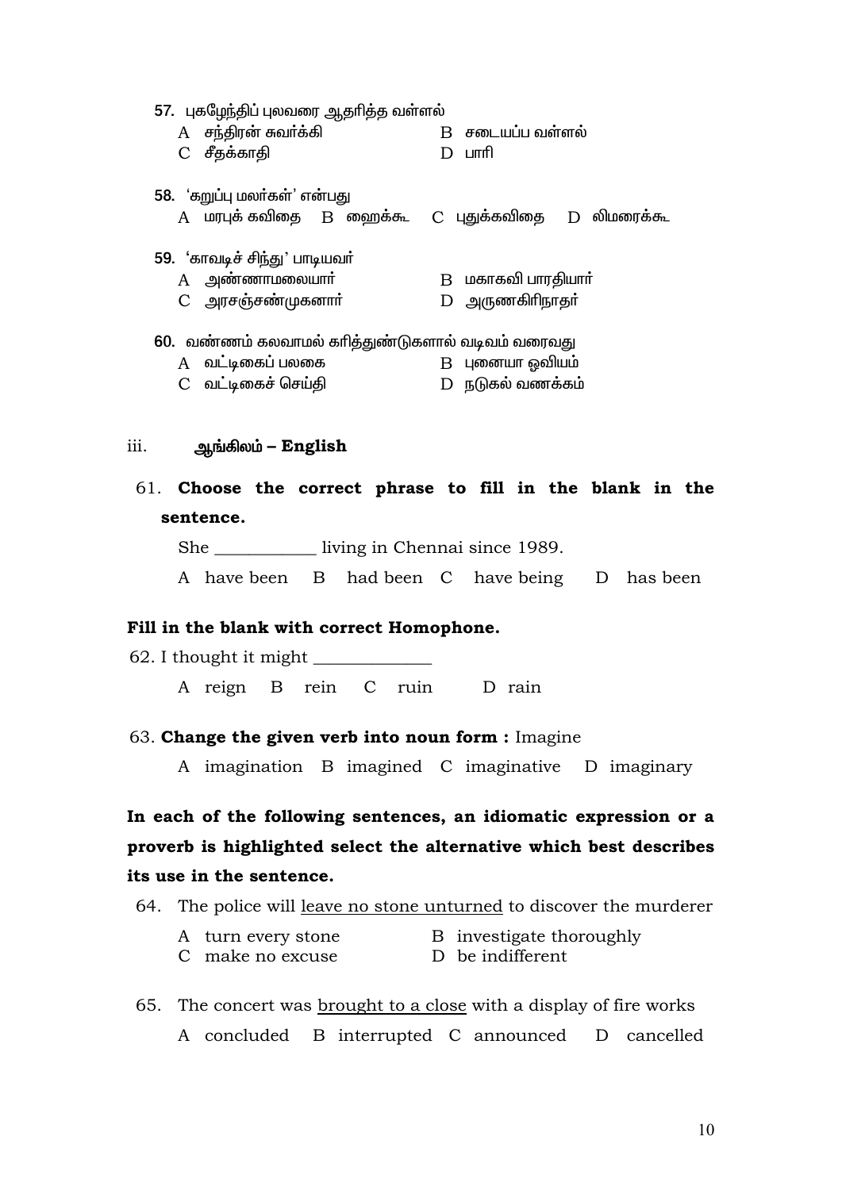57. புகழேந்திப் புலவரை ஆதரித்த வள்ளல்

A சந்திரன் சுவர்க்கி B சடையப்ப வள்ளல்
C சீதக்காதி D பாரி

58. 'கறுப்பு மலர்கள்' என்பது

A மரபுக் கவிதை B ஹைக்கூ C புதுக்கவிதை D லிமரைக்கூ

59. 'காவடிச் சிந்து' பாடியவர்

A அண்ணாமலையார் B மகாகவி பாரதியார்
C அரசஞ்சண்முகனார் D அருணகிரிநாதர்

60. வண்ணம் கலவாமல் கரித்துண்டுகளால் வடிவம் வரைவது

A வட்டிகைப் பலகை B புனையா ஓவியம்
C வட்டிகைச் செய்தி D நடுகல் வணக்கம்

iii. **ஆங்கிலம் – English**

61. **Choose the correct phrase to fill in the blank in the sentence.**

She ___________ living in Chennai since 1989.

A have been B had been C have being D has been

**Fill in the blank with correct Homophone.**

62. I thought it might _____________

A reign B rein C ruin D rain

63. **Change the given verb into noun form :** Imagine

A imagination B imagined C imaginative D imaginary

**In each of the following sentences, an idiomatic expression or a proverb is highlighted select the alternative which best describes its use in the sentence.**

64. The police will <u>leave no stone unturned</u> to discover the murderer

A turn every stone B investigate thoroughly
C make no excuse D be indifferent

65. The concert was <u>brought to a close</u> with a display of fire works

A concluded B interrupted C announced D cancelled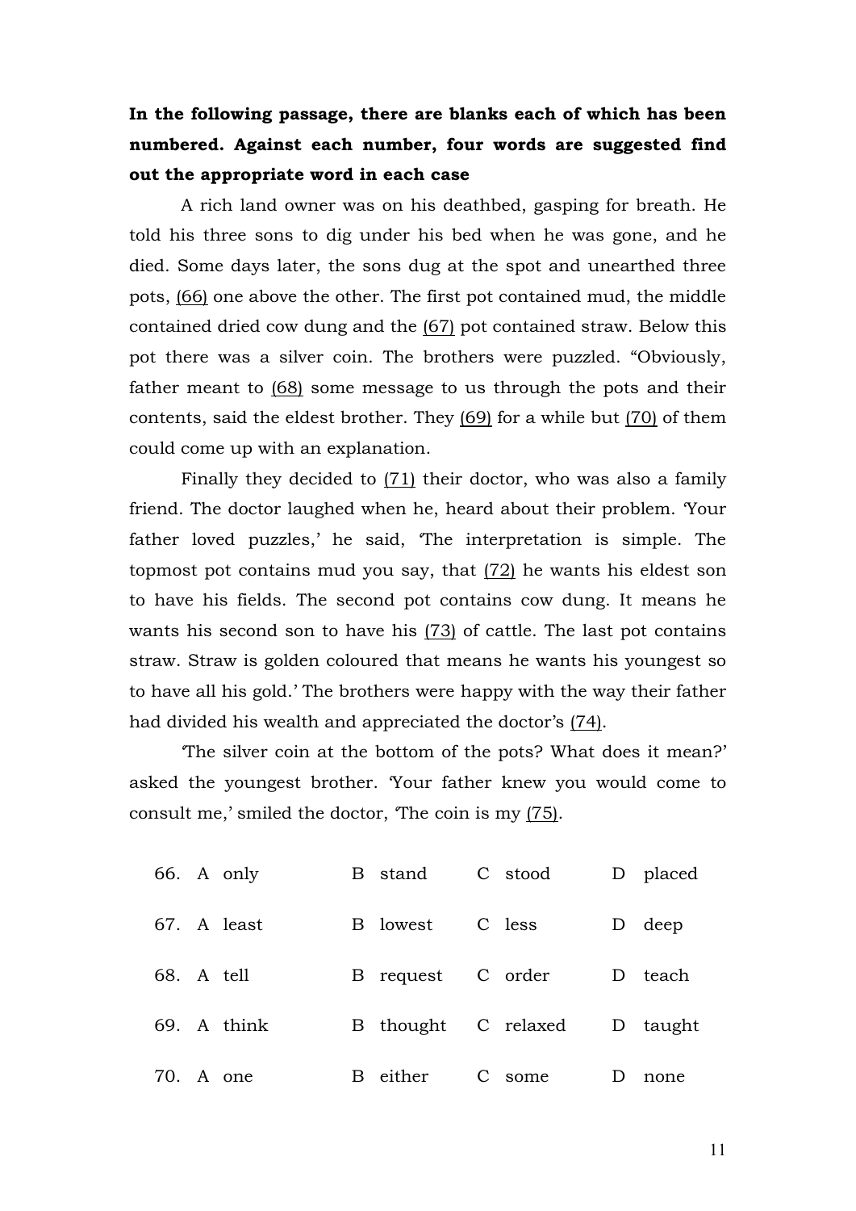**In the following passage, there are blanks each of which has been numbered. Against each number, four words are suggested find out the appropriate word in each case**

A rich land owner was on his deathbed, gasping for breath. He told his three sons to dig under his bed when he was gone, and he died. Some days later, the sons dug at the spot and unearthed three pots, (66) one above the other. The first pot contained mud, the middle contained dried cow dung and the (67) pot contained straw. Below this pot there was a silver coin. The brothers were puzzled. "Obviously, father meant to (68) some message to us through the pots and their contents, said the eldest brother. They (69) for a while but (70) of them could come up with an explanation.

Finally they decided to (71) their doctor, who was also a family friend. The doctor laughed when he, heard about their problem. 'Your father loved puzzles,' he said, 'The interpretation is simple. The topmost pot contains mud you say, that (72) he wants his eldest son to have his fields. The second pot contains cow dung. It means he wants his second son to have his (73) of cattle. The last pot contains straw. Straw is golden coloured that means he wants his youngest so to have all his gold.' The brothers were happy with the way their father had divided his wealth and appreciated the doctor's (74).

'The silver coin at the bottom of the pots? What does it mean?' asked the youngest brother. 'Your father knew you would come to consult me,' smiled the doctor, 'The coin is my (75).

66. A only B stand C stood D placed

67. A least B lowest C less D deep

68. A tell B request C order D teach

69. A think B thought C relaxed D taught

70. A one B either C some D none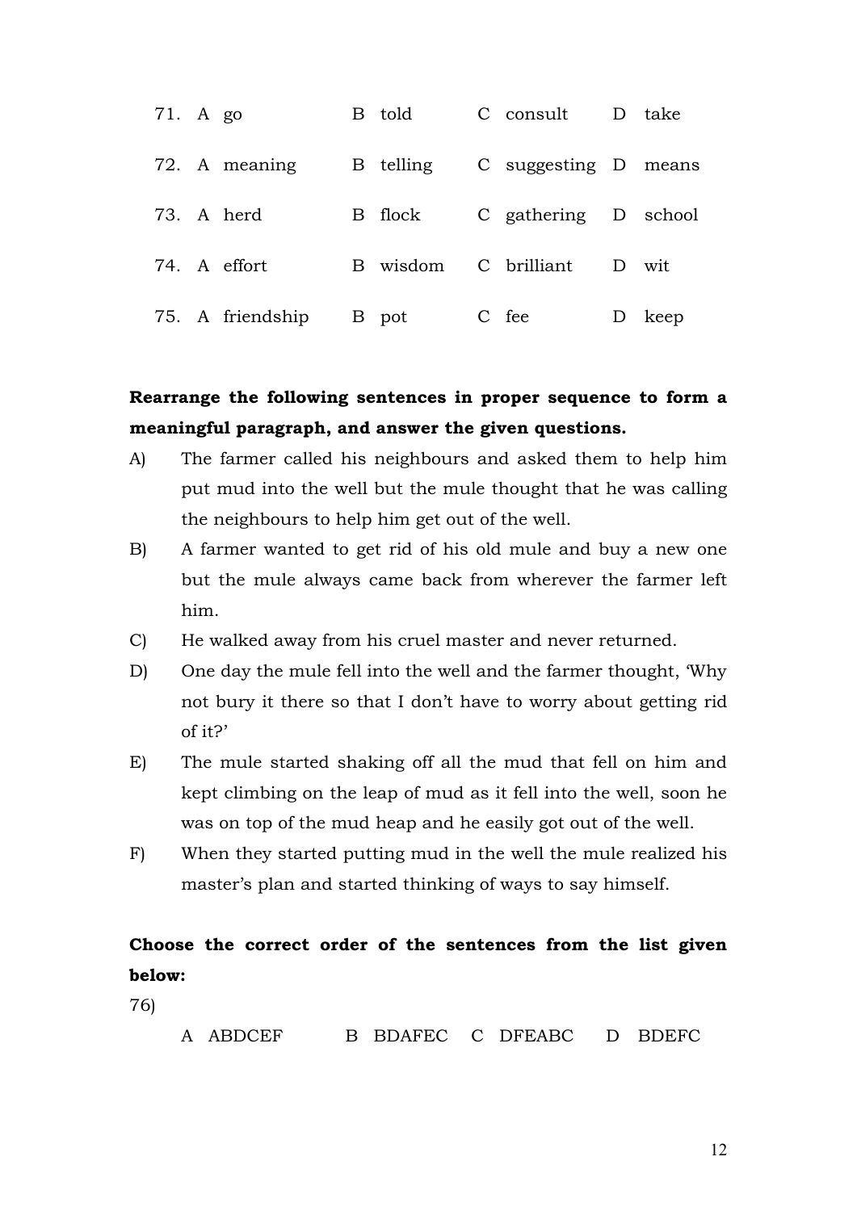71. A go B told C consult D take

72. A meaning B telling C suggesting D means

73. A herd B flock C gathering D school

74. A effort B wisdom C brilliant D wit

75. A friendship B pot C fee D keep

**Rearrange the following sentences in proper sequence to form a meaningful paragraph, and answer the given questions.**

A) The farmer called his neighbours and asked them to help him put mud into the well but the mule thought that he was calling the neighbours to help him get out of the well.

B) A farmer wanted to get rid of his old mule and buy a new one but the mule always came back from wherever the farmer left him.

C) He walked away from his cruel master and never returned.

D) One day the mule fell into the well and the farmer thought, 'Why not bury it there so that I don't have to worry about getting rid of it?'

E) The mule started shaking off all the mud that fell on him and kept climbing on the leap of mud as it fell into the well, soon he was on top of the mud heap and he easily got out of the well.

F) When they started putting mud in the well the mule realized his master's plan and started thinking of ways to say himself.

**Choose the correct order of the sentences from the list given below:**

76)

A ABDCEF B BDAFEC C DFEABC D BDEFC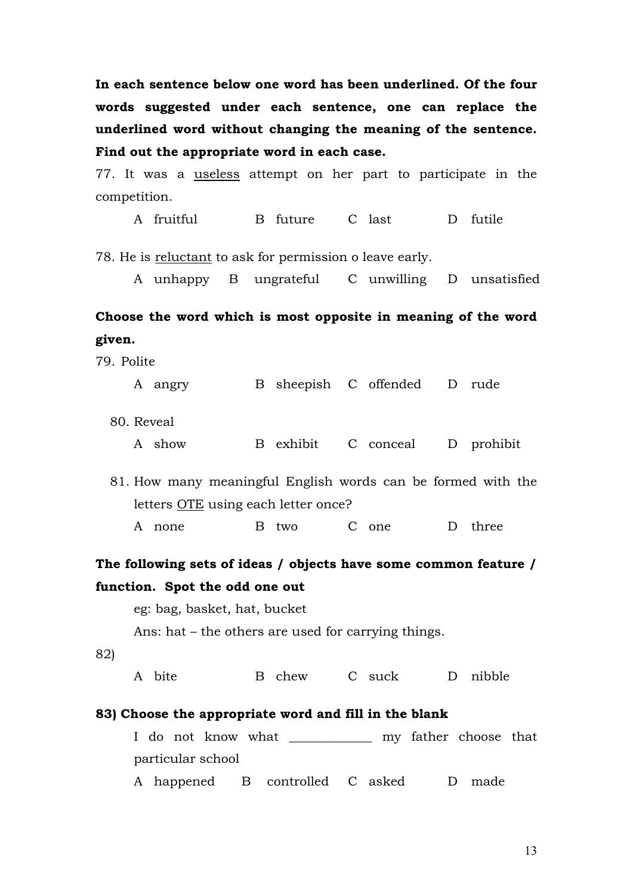**In each sentence below one word has been underlined. Of the four words suggested under each sentence, one can replace the underlined word without changing the meaning of the sentence. Find out the appropriate word in each case.**

77. It was a <u>useless</u> attempt on her part to participate in the competition.

    A fruitful    B future    C last    D futile

78. He is <u>reluctant</u> to ask for permission o leave early.

    A unhappy    B ungrateful    C unwilling    D unsatisfied

**Choose the word which is most opposite in meaning of the word given.**

79. Polite

    A angry    B sheepish    C offended    D rude

80. Reveal

    A show    B exhibit    C conceal    D prohibit

81. How many meaningful English words can be formed with the letters <u>OTE</u> using each letter once?

    A none    B two    C one    D three

**The following sets of ideas / objects have some common feature / function. Spot the odd one out**

eg: bag, basket, hat, bucket

Ans: hat – the others are used for carrying things.

82)

    A bite    B chew    C suck    D nibble

**83) Choose the appropriate word and fill in the blank**

I do not know what _____________ my father choose that particular school

    A happened    B controlled    C asked    D made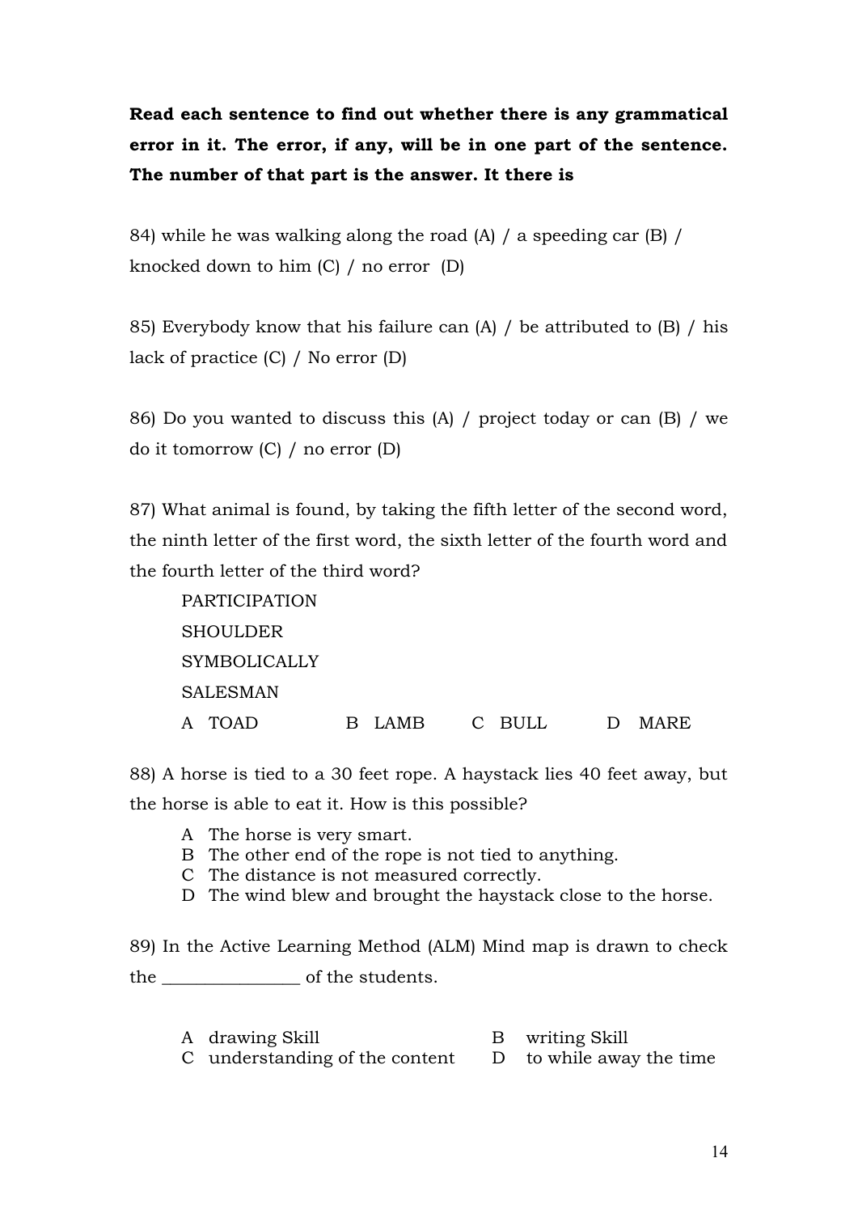**Read each sentence to find out whether there is any grammatical error in it. The error, if any, will be in one part of the sentence. The number of that part is the answer. It there is**

84) while he was walking along the road (A) / a speeding car (B) / knocked down to him (C) / no error (D)

85) Everybody know that his failure can (A) / be attributed to (B) / his lack of practice (C) / No error (D)

86) Do you wanted to discuss this (A) / project today or can (B) / we do it tomorrow (C) / no error (D)

87) What animal is found, by taking the fifth letter of the second word, the ninth letter of the first word, the sixth letter of the fourth word and the fourth letter of the third word?

PARTICIPATION
SHOULDER
SYMBOLICALLY
SALESMAN

A TOAD B LAMB C BULL D MARE

88) A horse is tied to a 30 feet rope. A haystack lies 40 feet away, but the horse is able to eat it. How is this possible?

A The horse is very smart.
B The other end of the rope is not tied to anything.
C The distance is not measured correctly.
D The wind blew and brought the haystack close to the horse.

89) In the Active Learning Method (ALM) Mind map is drawn to check the ________________ of the students.

A drawing Skill
B writing Skill
C understanding of the content
D to while away the time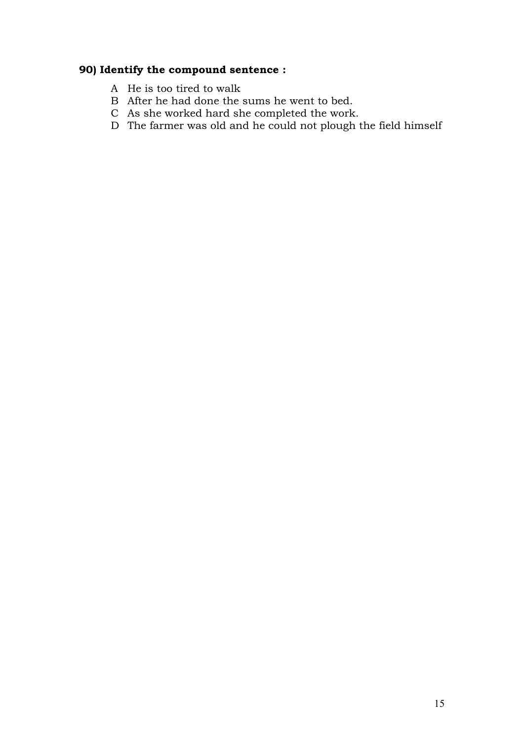**90) Identify the compound sentence :**

A He is too tired to walk

B After he had done the sums he went to bed.

C As she worked hard she completed the work.

D The farmer was old and he could not plough the field himself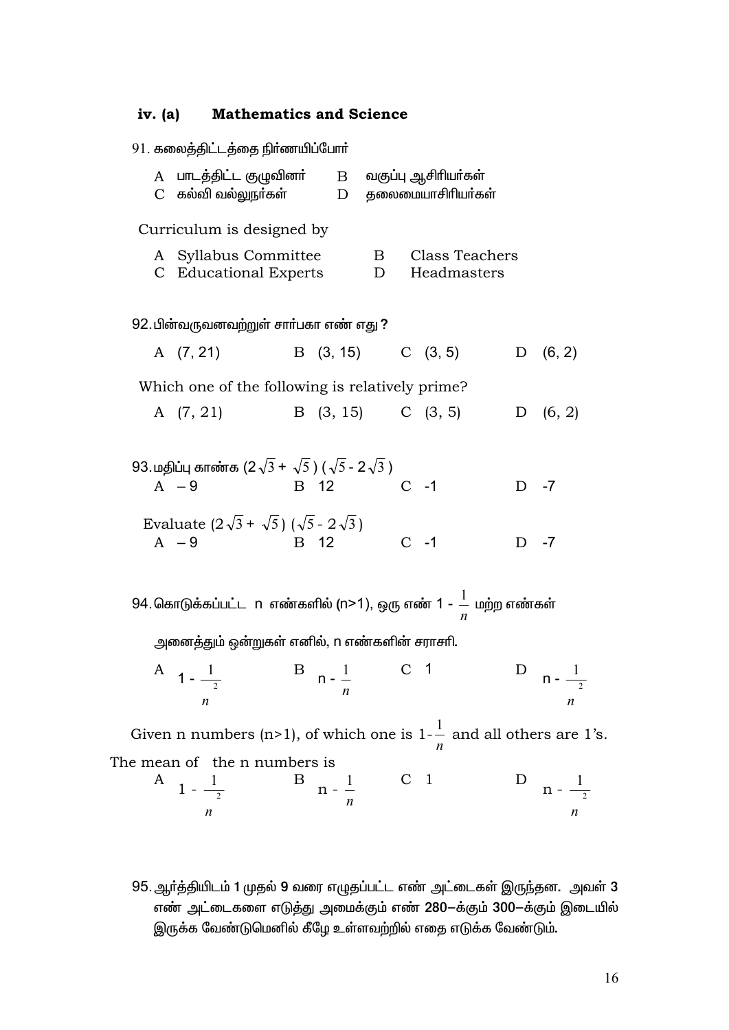### iv. (a) Mathematics and Science

91. கலைத்திட்டத்தை நிர்ணயிப்போர்

A பாடத்திட்ட குழுவினர் B வகுப்பு ஆசிரியர்கள்
C கல்வி வல்லுநர்கள் D தலைமையாசிரியர்கள்

Curriculum is designed by

A Syllabus Committee B Class Teachers
C Educational Experts D Headmasters

92. பின்வருவனவற்றுள் சார்பகா எண் எது ?

A (7, 21) B (3, 15) C (3, 5) D (6, 2)

Which one of the following is relatively prime?

A (7, 21) B (3, 15) C (3, 5) D (6, 2)

93. மதிப்பு காண்க $(2\sqrt{3} + \sqrt{5})(\sqrt{5} - 2\sqrt{3})$

A – 9 B 12 C -1 D -7

Evaluate $(2\sqrt{3} + \sqrt{5})(\sqrt{5} - 2\sqrt{3})$

A – 9 B 12 C -1 D -7

94. கொடுக்கப்பட்ட n எண்களில் (n>1), ஒரு எண் $1 - \frac{1}{n}$ மற்ற எண்கள் அனைத்தும் ஒன்றுகள் எனில், n எண்களின் சராசரி.

A $1 - \frac{1}{n^2}$ B $n - \frac{1}{n}$ C 1 D $n - \frac{1}{n^2}$

Given n numbers (n>1), of which one is $1-\frac{1}{n}$ and all others are 1's. The mean of the n numbers is

A $1 - \frac{1}{n^2}$ B $n - \frac{1}{n}$ C 1 D $n - \frac{1}{n^2}$

95. ஆர்த்தியிடம் 1 முதல் 9 வரை எழுதப்பட்ட எண் அட்டைகள் இருந்தன. அவள் 3 எண் அட்டைகளை எடுத்து அமைக்கும் எண் 280–க்கும் 300–க்கும் இடையில் இருக்க வேண்டுமெனில் கீழே உள்ளவற்றில் எதை எடுக்க வேண்டும்.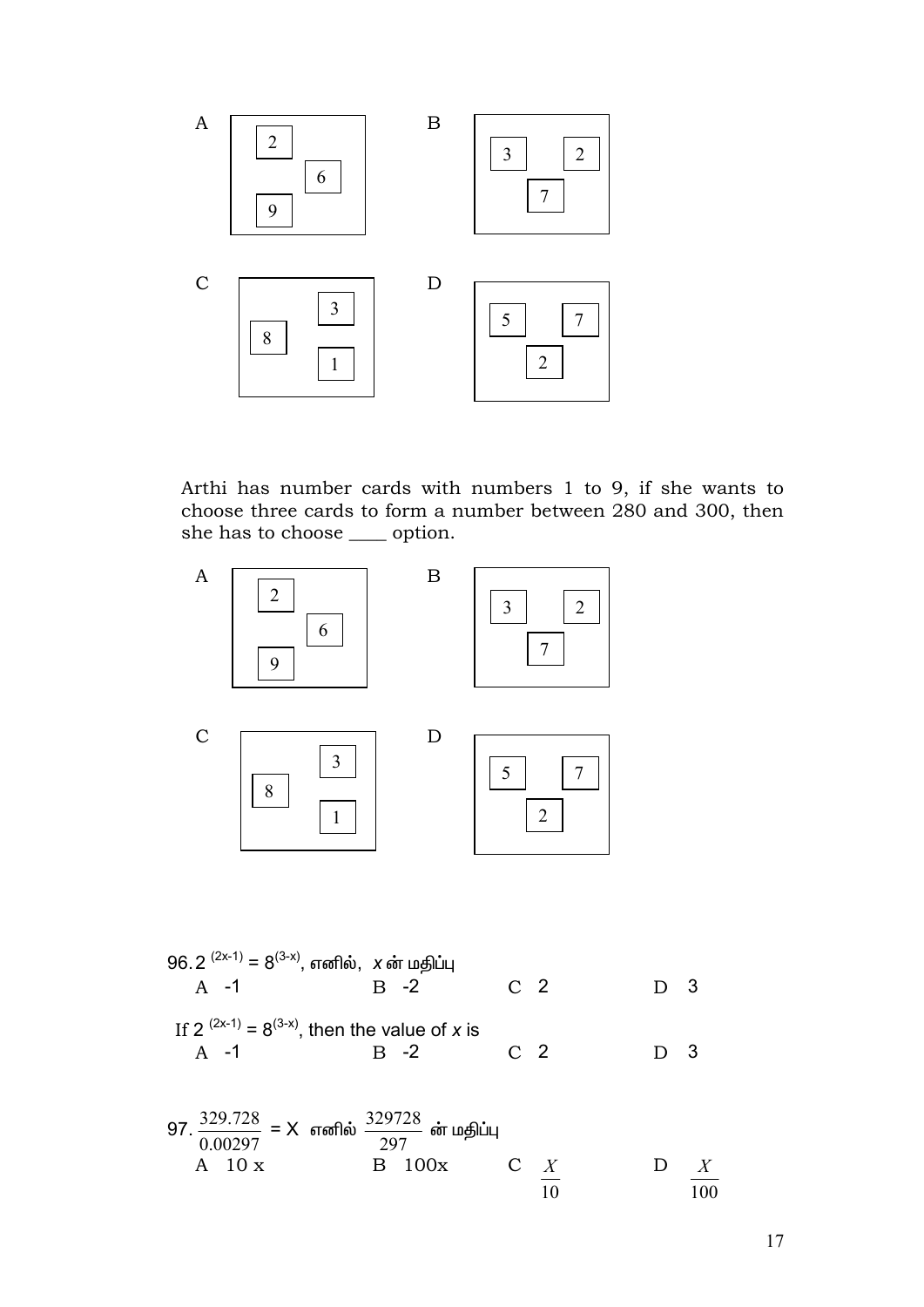A

| 2 | 6 | 9 |
|---|---|---|

B

| 3 | 2 | 7 |
|---|---|---|

C

| 8 | 3 | 1 |
|---|---|---|

D

| 5 | 7 | 2 |
|---|---|---|

Arthi has number cards with numbers 1 to 9, if she wants to choose three cards to form a number between 280 and 300, then she has to choose ____ option.

A

| 2 | 6 | 9 |
|---|---|---|

B

| 3 | 2 | 7 |
|---|---|---|

C

| 8 | 3 | 1 |
|---|---|---|

D

| 5 | 7 | 2 |
|---|---|---|

96. $2^{(2x-1)} = 8^{(3-x)}$, எனில், $x$ ன் மதிப்பு

A -1 　　B -2 　　C 2 　　D 3

If $2^{(2x-1)} = 8^{(3-x)}$, then the value of $x$ is

A -1 　　B -2 　　C 2 　　D 3

97. $\frac{329.728}{0.00297} = X$ எனில் $\frac{329728}{297}$ ன் மதிப்பு

A 10 x 　　B 100x 　　C $\frac{X}{10}$ 　　D $\frac{X}{100}$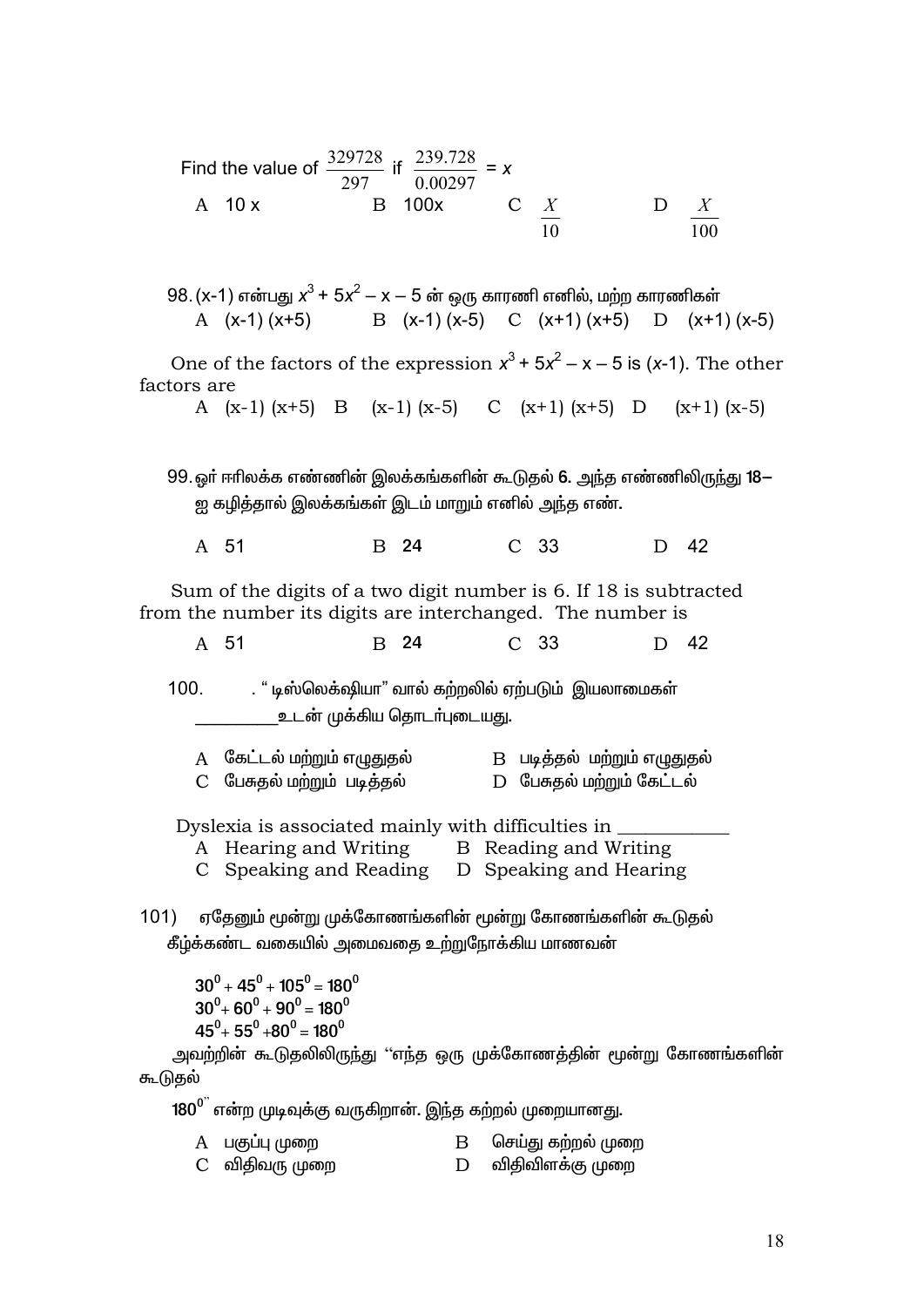Find the value of $\frac{329728}{297}$ if $\frac{239.728}{0.00297} = x$

A 10 x  B 100x  C $\frac{X}{10}$  D $\frac{X}{100}$

98. (x-1) என்பது $x^3 + 5x^2 - x - 5$ ன் ஒரு காரணி எனில், மற்ற காரணிகள்

A (x-1) (x+5)  B (x-1) (x-5)  C (x+1) (x+5)  D (x+1) (x-5)

One of the factors of the expression $x^3 + 5x^2 - x - 5$ is $(x-1)$. The other factors are

A (x-1) (x+5)  B (x-1) (x-5)  C (x+1) (x+5)  D (x+1) (x-5)

99. ஓர் ஈரிலக்க எண்ணின் இலக்கங்களின் கூடுதல் **6.** அந்த எண்ணிலிருந்து **18–** ஐ கழித்தால் இலக்கங்கள் இடம் மாறும் எனில் அந்த எண்.

A 51  B 24  C 33  D 42

Sum of the digits of a two digit number is 6. If 18 is subtracted from the number its digits are interchanged. The number is

A 51  B 24  C 33  D 42

100. . " டிஸ்லெக்ஷியா" வால் கற்றலில் ஏற்படும் இயலாமைகள் _________ உடன் முக்கிய தொடர்புடையது.

A கேட்டல் மற்றும் எழுதுதல்  B படித்தல் மற்றும் எழுதுதல்
C பேசுதல் மற்றும் படித்தல்  D பேசுதல் மற்றும் கேட்டல்

Dyslexia is associated mainly with difficulties in ___________

A Hearing and Writing  B Reading and Writing
C Speaking and Reading  D Speaking and Hearing

101) ஏதேனும் மூன்று முக்கோணங்களின் மூன்று கோணங்களின் கூடுதல் கீழ்க்கண்ட வகையில் அமைவதை உற்றுநோக்கிய மாணவன்

$30^0 + 45^0 + 105^0 = 180^0$
$30^0 + 60^0 + 90^0 = 180^0$
$45^0 + 55^0 + 80^0 = 180^0$

அவற்றின் கூடுதலிலிருந்து "எந்த ஒரு முக்கோணத்தின் மூன்று கோணங்களின் கூடுதல் $180^0$" என்ற முடிவுக்கு வருகிறான். இந்த கற்றல் முறையானது.

A பகுப்பு முறை  B செய்து கற்றல் முறை
C விதிவரு முறை  D விதிவிளக்கு முறை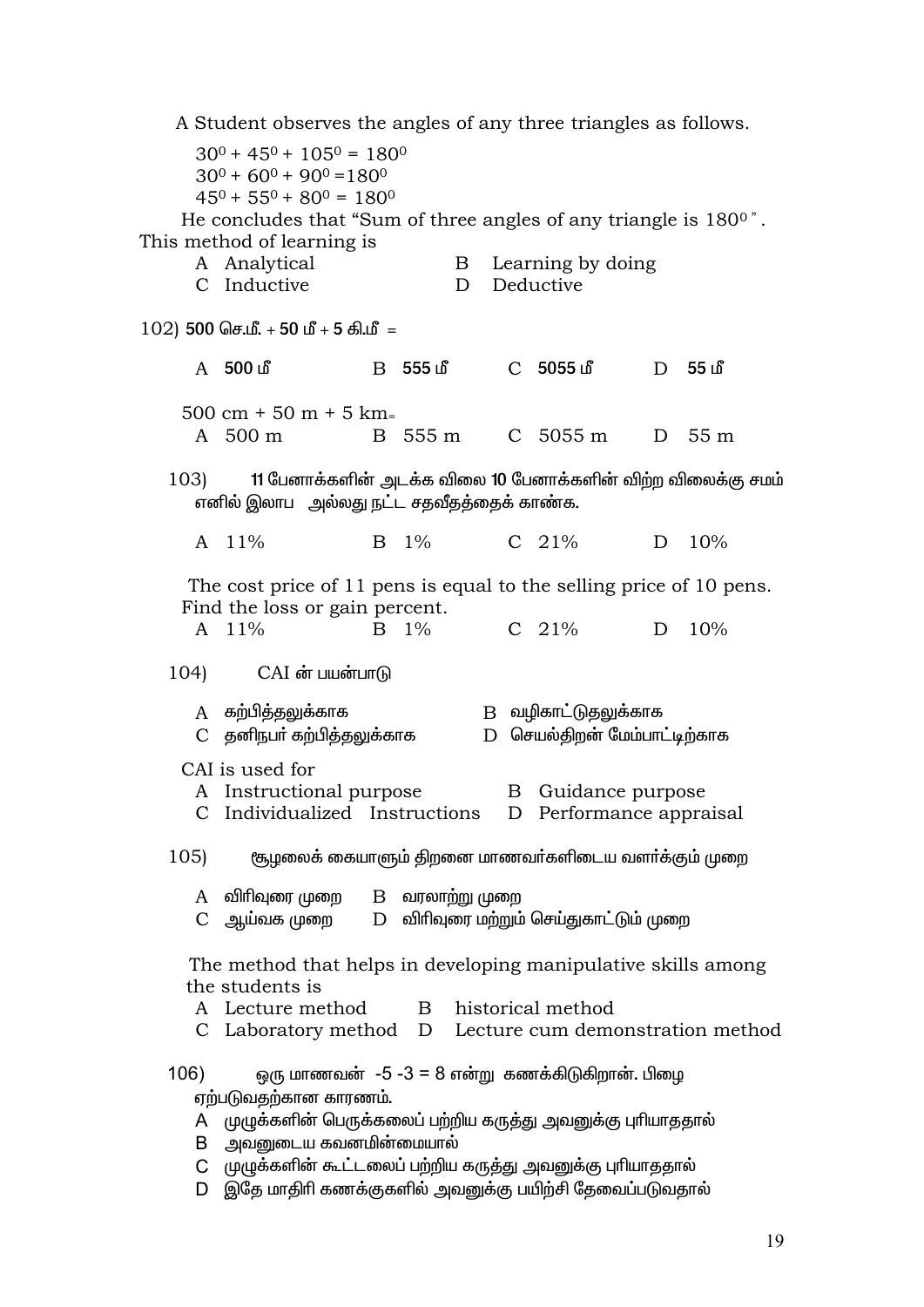A Student observes the angles of any three triangles as follows.

$30^0 + 45^0 + 105^0 = 180^0$

$30^0 + 60^0 + 90^0 = 180^0$

$45^0 + 55^0 + 80^0 = 180^0$

He concludes that "Sum of three angles of any triangle is $180^0$". This method of learning is

A Analytical B Learning by doing

C Inductive D Deductive

102) **500 செ.மீ. + 50 மீ + 5 கி.மீ =**

A **500 மீ** B **555 மீ** C **5055 மீ** D **55 மீ**

500 cm + 50 m + 5 km=

A 500 m B 555 m C 5055 m D 55 m

103) **11 பேனாக்களின் அடக்க விலை 10 பேனாக்களின் விற்ற விலைக்கு சமம் எனில் இலாப அல்லது நட்ட சதவீதத்தைக் காண்க.**

A 11% B 1% C 21% D 10%

The cost price of 11 pens is equal to the selling price of 10 pens. Find the loss or gain percent.

A 11% B 1% C 21% D 10%

104) CAI ன் பயன்பாடு

A கற்பித்தலுக்காக B வழிகாட்டுதலுக்காக

C தனிநபர் கற்பித்தலுக்காக D செயல்திறன் மேம்பாட்டிற்காக

CAI is used for

A Instructional purpose B Guidance purpose

C Individualized Instructions D Performance appraisal

105) சூழலைக் கையாளும் திறனை மாணவர்களிடைய வளர்க்கும் முறை

A விரிவுரை முறை B வரலாற்று முறை

C ஆய்வக முறை D விரிவுரை மற்றும் செய்துகாட்டும் முறை

The method that helps in developing manipulative skills among the students is

A Lecture method B historical method

C Laboratory method D Lecture cum demonstration method

106) ஒரு மாணவன் -5 -3 = 8 என்று கணக்கிடுகிறான். பிழை ஏற்படுவதற்கான காரணம்.

A முழுக்களின் பெருக்கலைப் பற்றிய கருத்து அவனுக்கு புரியாததால்

B அவனுடைய கவனமின்மையால்

C முழுக்களின் கூட்டலைப் பற்றிய கருத்து அவனுக்கு புரியாததால்

D இதே மாதிரி கணக்குகளில் அவனுக்கு பயிற்சி தேவைப்படுவதால்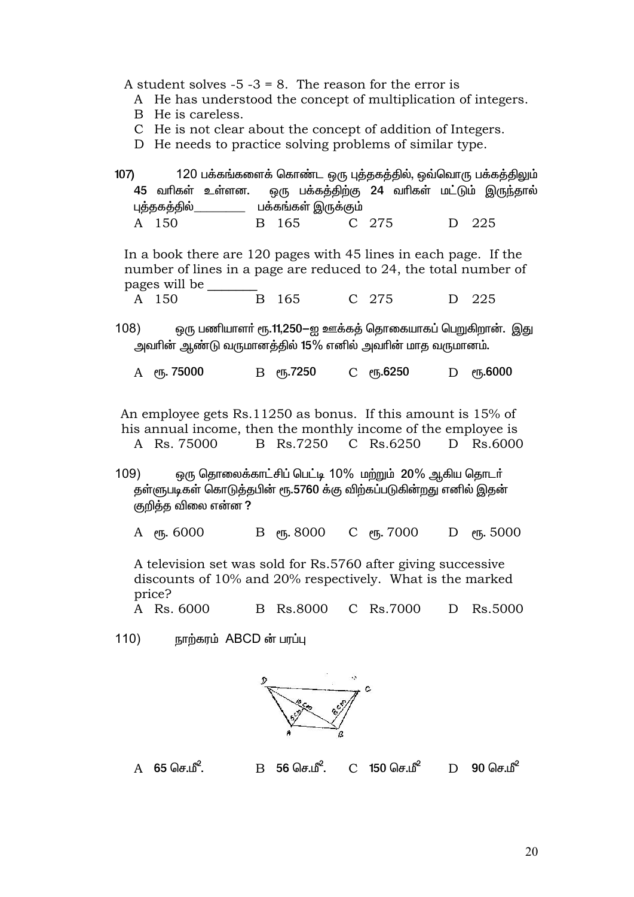A student solves -5 -3 = 8. The reason for the error is

- A He has understood the concept of multiplication of integers.
- B He is careless.
- C He is not clear about the concept of addition of Integers.
- D He needs to practice solving problems of similar type.

107) 120 பக்கங்களைக் கொண்ட ஒரு புத்தகத்தில், ஒவ்வொரு பக்கத்திலும் **45** வரிகள் உள்ளன. ஒரு பக்கத்திற்கு **24** வரிகள் மட்டும் இருந்தால் புத்தகத்தில்________ பக்கங்கள் இருக்கும்

A 150 &nbsp;&nbsp;&nbsp; B 165 &nbsp;&nbsp;&nbsp; C 275 &nbsp;&nbsp;&nbsp; D 225

In a book there are 120 pages with 45 lines in each page. If the number of lines in a page are reduced to 24, the total number of pages will be ________

A 150 &nbsp;&nbsp;&nbsp; B 165 &nbsp;&nbsp;&nbsp; C 275 &nbsp;&nbsp;&nbsp; D 225

108) ஒரு பணியாளர் ரூ.11,250–ஐ ஊக்கத் தொகையாகப் பெறுகிறான். இது அவரின் ஆண்டு வருமானத்தில் 15% எனில் அவரின் மாத வருமானம்.

A ரூ. 75000 &nbsp;&nbsp;&nbsp; B ரூ.7250 &nbsp;&nbsp;&nbsp; C ரூ.6250 &nbsp;&nbsp;&nbsp; D ரூ.6000

An employee gets Rs.11250 as bonus. If this amount is 15% of his annual income, then the monthly income of the employee is

A Rs. 75000 &nbsp;&nbsp;&nbsp; B Rs.7250 &nbsp;&nbsp;&nbsp; C Rs.6250 &nbsp;&nbsp;&nbsp; D Rs.6000

109) ஒரு தொலைக்காட்சிப் பெட்டி 10% மற்றும் 20% ஆகிய தொடர் தள்ளுபடிகள் கொடுத்தபின் ரூ.5760 க்கு விற்கப்படுகின்றது எனில் இதன் குறித்த விலை என்ன ?

A ரூ. 6000 &nbsp;&nbsp;&nbsp; B ரூ. 8000 &nbsp;&nbsp;&nbsp; C ரூ. 7000 &nbsp;&nbsp;&nbsp; D ரூ. 5000

A television set was sold for Rs.5760 after giving successive discounts of 10% and 20% respectively. What is the marked price?

A Rs. 6000 &nbsp;&nbsp;&nbsp; B Rs.8000 &nbsp;&nbsp;&nbsp; C Rs.7000 &nbsp;&nbsp;&nbsp; D Rs.5000

110) நாற்கரம் ABCD ன் பரப்பு

A **65** செ.மீ$^2$. &nbsp;&nbsp;&nbsp; B **56** செ.மீ$^2$. &nbsp;&nbsp;&nbsp; C **150** செ.மீ$^2$ &nbsp;&nbsp;&nbsp; D **90** செ.மீ$^2$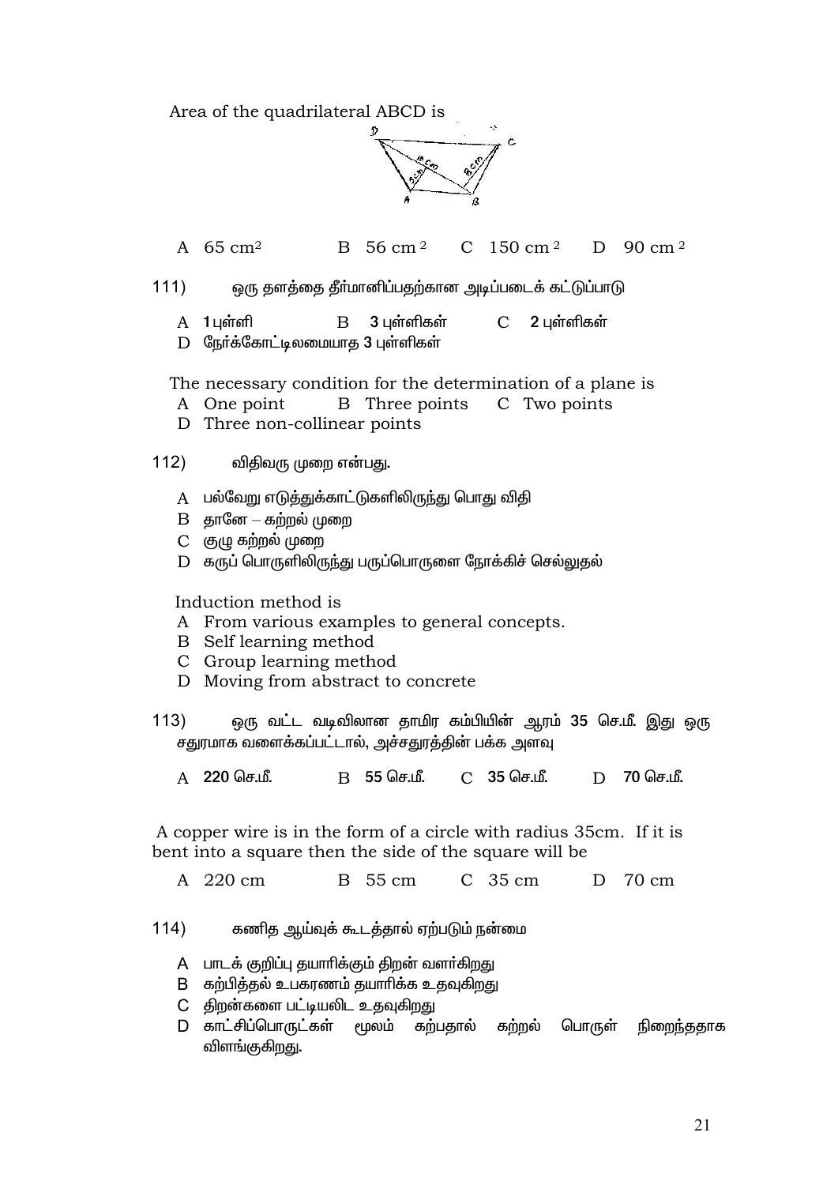Area of the quadrilateral ABCD is

A 65 $cm^2$ B 56 $cm^2$ C 150 $cm^2$ D 90 $cm^2$

111) ஒரு தளத்தை தீர்மானிப்பதற்கான அடிப்படைக் கட்டுப்பாடு

A 1 புள்ளி B 3 புள்ளிகள் C 2 புள்ளிகள்
D நேர்க்கோட்டிலமையாத 3 புள்ளிகள்

The necessary condition for the determination of a plane is
A One point B Three points C Two points
D Three non-collinear points

112) விதிவரு முறை என்பது.

A பல்வேறு எடுத்துக்காட்டுகளிலிருந்து பொது விதி
B தானே – கற்றல் முறை
C குழு கற்றல் முறை
D கருப் பொருளிலிருந்து பருப்பொருளை நோக்கிச் செல்லுதல்

Induction method is
A From various examples to general concepts.
B Self learning method
C Group learning method
D Moving from abstract to concrete

113) ஒரு வட்ட வடிவிலான தாமிர கம்பியின் ஆரம் 35 செ.மீ. இது ஒரு சதுரமாக வளைக்கப்பட்டால், அச்சதுரத்தின் பக்க அளவு

A 220 செ.மீ. B 55 செ.மீ. C 35 செ.மீ. D 70 செ.மீ.

A copper wire is in the form of a circle with radius 35cm. If it is bent into a square then the side of the square will be

A 220 cm B 55 cm C 35 cm D 70 cm

114) கணித ஆய்வுக் கூடத்தால் ஏற்படும் நன்மை

A பாடக் குறிப்பு தயாரிக்கும் திறன் வளர்கிறது
B கற்பித்தல் உபகரணம் தயாரிக்க உதவுகிறது
C திறன்களை பட்டியலிட உதவுகிறது
D காட்சிப்பொருட்கள் மூலம் கற்பதால் கற்றல் பொருள் நிறைந்ததாக விளங்குகிறது.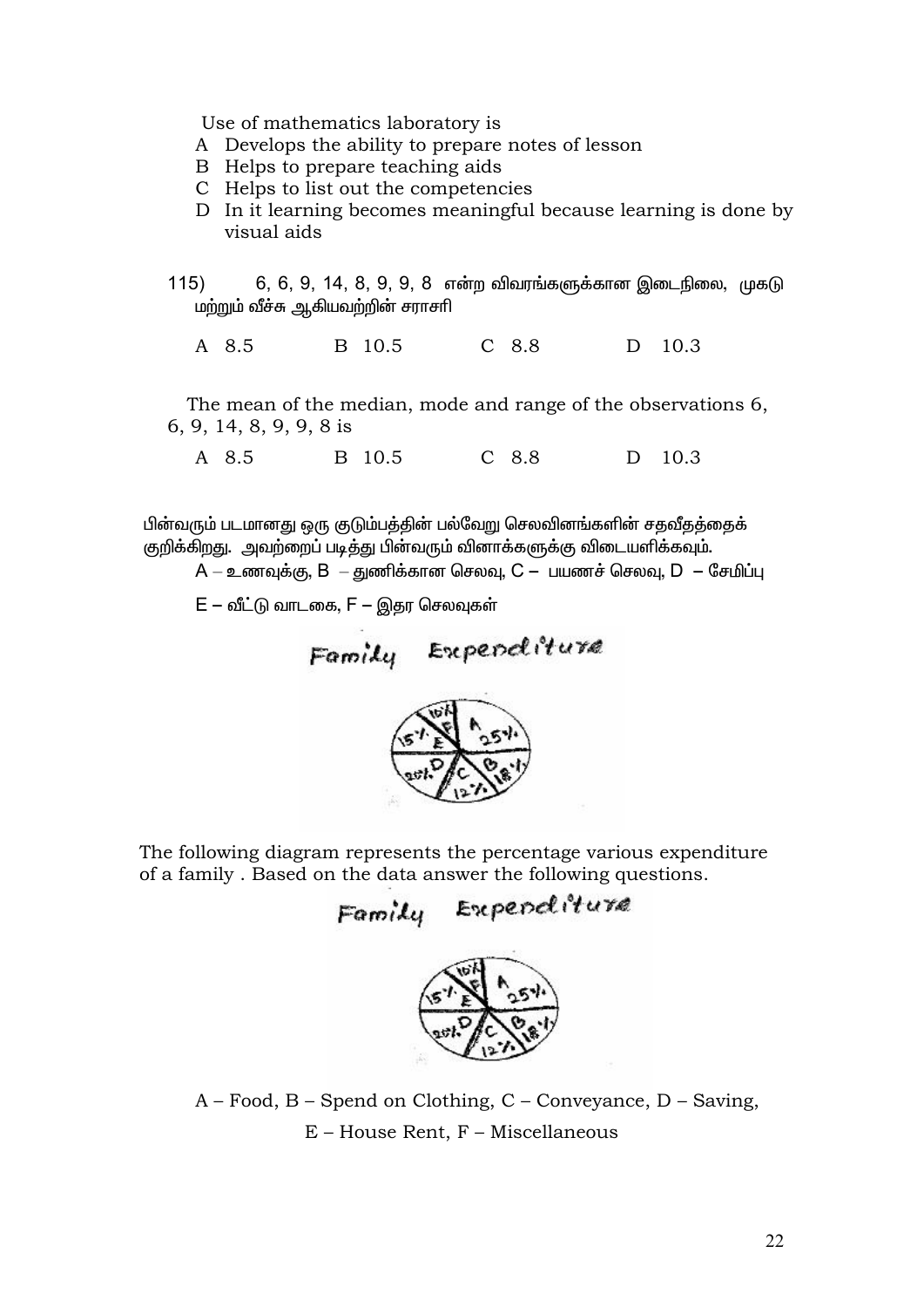Use of mathematics laboratory is

A Develops the ability to prepare notes of lesson
B Helps to prepare teaching aids
C Helps to list out the competencies
D In it learning becomes meaningful because learning is done by visual aids

115) 6, 6, 9, 14, 8, 9, 9, 8 என்ற விவரங்களுக்கான இடைநிலை, முகடு மற்றும் வீச்சு ஆகியவற்றின் சராசரி

A 8.5 B 10.5 C 8.8 D 10.3

The mean of the median, mode and range of the observations 6, 6, 9, 14, 8, 9, 9, 8 is

A 8.5 B 10.5 C 8.8 D 10.3

பின்வரும் படமானது ஒரு குடும்பத்தின் பல்வேறு செலவினங்களின் சதவீதத்தைக் குறிக்கிறது. அவற்றைப் படித்து பின்வரும் வினாக்களுக்கு விடையளிக்கவும்.

A – உணவுக்கு, B – துணிக்கான செலவு, C – பயணச் செலவு, D – சேமிப்பு

E – வீட்டு வாடகை, F – இதர செலவுகள்

Family Expenditure

(A 25%, B 18%, C 12%, D 20%, E 15%, F 10%)

The following diagram represents the percentage various expenditure of a family . Based on the data answer the following questions.

Family Expenditure

(A 25%, B 18%, C 12%, D 20%, E 15%, F 10%)

A – Food, B – Spend on Clothing, C – Conveyance, D – Saving,

E – House Rent, F – Miscellaneous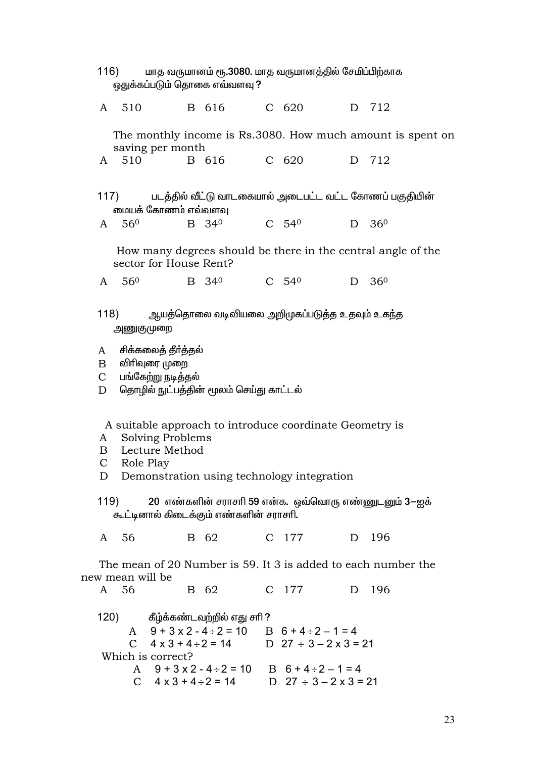116) மாத வருமானம் ரூ.3080. மாத வருமானத்தில் சேமிப்பிற்காக ஒதுக்கப்படும் தொகை எவ்வளவு ?

A 510 B 616 C 620 D 712

The monthly income is Rs.3080. How much amount is spent on saving per month

A 510 B 616 C 620 D 712

117) படத்தில் வீட்டு வாடகையால் அடைபட்ட வட்ட கோணப் பகுதியின் மையக் கோணம் எவ்வளவு

A $56^0$ B $34^0$ C $54^0$ D $36^0$

How many degrees should be there in the central angle of the sector for House Rent?

A $56^0$ B $34^0$ C $54^0$ D $36^0$

118) ஆயத்தொலை வடிவியலை அறிமுகப்படுத்த உதவும் உகந்த அணுகுமுறை

A சிக்கலைத் தீர்த்தல்
B விரிவுரை முறை
C பங்கேற்று நடித்தல்
D தொழில் நுட்பத்தின் மூலம் செய்து காட்டல்

A suitable approach to introduce coordinate Geometry is

A Solving Problems
B Lecture Method
C Role Play
D Demonstration using technology integration

119) 20 எண்களின் சராசரி 59 என்க. ஒவ்வொரு எண்ணுடனும் 3–ஐக் கூட்டினால் கிடைக்கும் எண்களின் சராசரி.

A 56 B 62 C 177 D 196

The mean of 20 Number is 59. It 3 is added to each number the new mean will be

A 56 B 62 C 177 D 196

120) கீழ்க்கண்டவற்றில் எது சரி ?

A $9 + 3 \times 2 - 4 \div 2 = 10$ B $6 + 4 \div 2 - 1 = 4$
C $4 \times 3 + 4 \div 2 = 14$ D $27 \div 3 - 2 \times 3 = 21$

Which is correct?

A $9 + 3 \times 2 - 4 \div 2 = 10$ B $6 + 4 \div 2 - 1 = 4$
C $4 \times 3 + 4 \div 2 = 14$ D $27 \div 3 - 2 \times 3 = 21$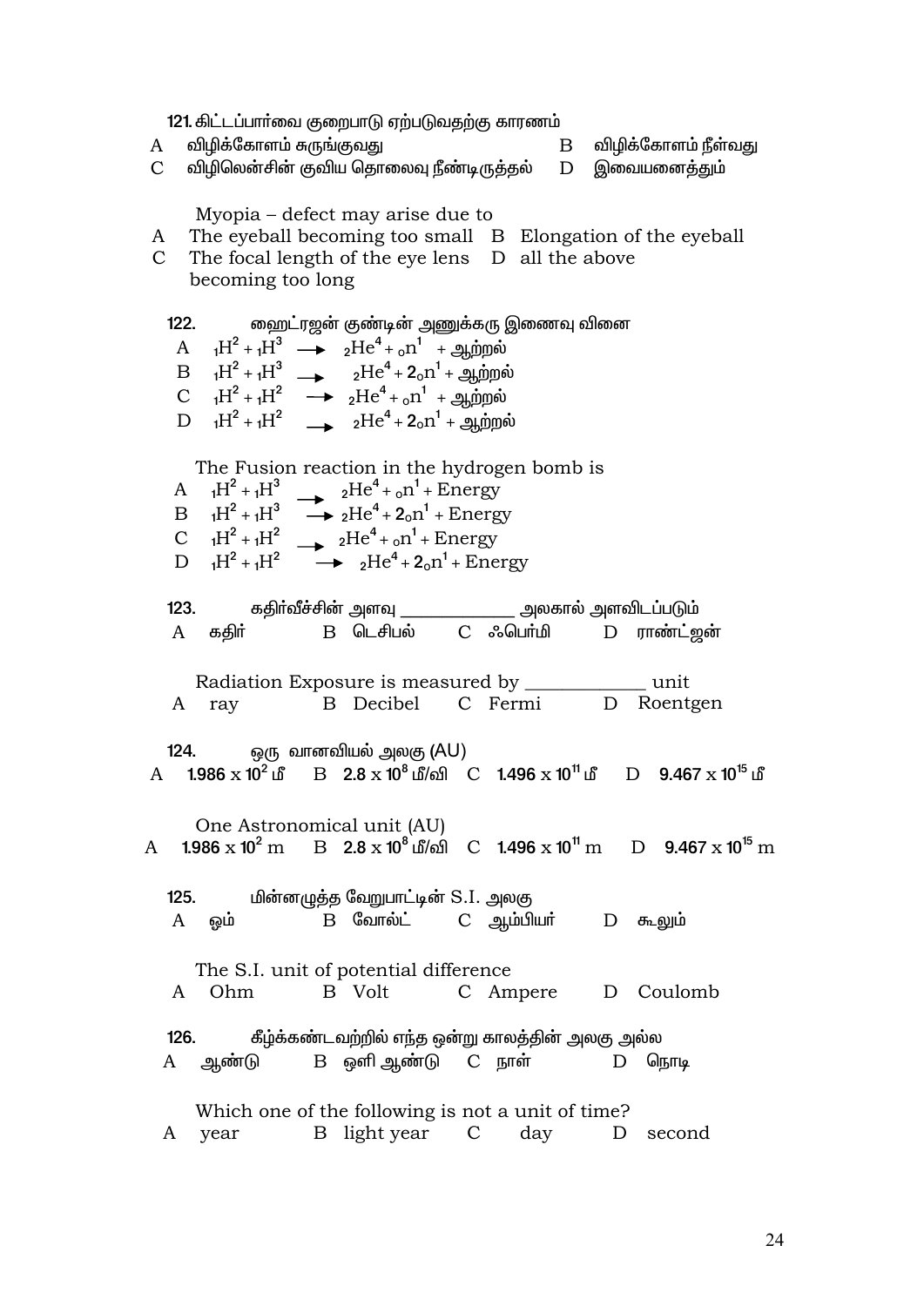121. கிட்டப்பார்வை குறைபாடு ஏற்படுவதற்கு காரணம்

A விழிக்கோளம் சுருங்குவது B விழிக்கோளம் நீள்வது

C விழிலென்சின் குவிய தொலைவு நீண்டிருத்தல் D இவையனைத்தும்

Myopia – defect may arise due to

A The eyeball becoming too small B Elongation of the eyeball

C The focal length of the eye lens becoming too long D all the above

122. ஹைட்ரஜன் குண்டின் அணுக்கரு இணைவு வினை

A $_1H^2 + {_1H^3} \longrightarrow {_2He^4} + {_0n^1}$ + ஆற்றல்

B $_1H^2 + {_1H^3} \longrightarrow {_2He^4} + 2{_0n^1}$ + ஆற்றல்

C $_1H^2 + {_1H^2} \longrightarrow {_2He^4} + {_0n^1}$ + ஆற்றல்

D $_1H^2 + {_1H^2} \longrightarrow {_2He^4} + 2{_0n^1}$ + ஆற்றல்

The Fusion reaction in the hydrogen bomb is

A $_1H^2 + {_1H^3} \longrightarrow {_2He^4} + {_0n^1}$ + Energy

B $_1H^2 + {_1H^3} \longrightarrow {_2He^4} + 2{_0n^1}$ + Energy

C $_1H^2 + {_1H^2} \longrightarrow {_2He^4} + {_0n^1}$ + Energy

D $_1H^2 + {_1H^2} \longrightarrow {_2He^4} + 2{_0n^1}$ + Energy

123. கதிர்வீச்சின் அளவு ____________ அலகால் அளவிடப்படும்

A கதிர் B டெசிபல் C ஃபெர்மி D ராண்ட்ஜன்

Radiation Exposure is measured by ____________ unit

A ray B Decibel C Fermi D Roentgen

124. ஒரு வானவியல் அலகு (AU)

A $1.986 \times 10^2$ மீ B $2.8 \times 10^8$ மீ/வி C $1.496 \times 10^{11}$ மீ D $9.467 \times 10^{15}$ மீ

One Astronomical unit (AU)

A $1.986 \times 10^2$ m B $2.8 \times 10^8$ மீ/வி C $1.496 \times 10^{11}$ m D $9.467 \times 10^{15}$ m

125. மின்னழுத்த வேறுபாட்டின் S.I. அலகு

A ஓம் B வோல்ட் C ஆம்பியர் D கூலும்

The S.I. unit of potential difference

A Ohm B Volt C Ampere D Coulomb

126. கீழ்க்கண்டவற்றில் எந்த ஒன்று காலத்தின் அலகு அல்ல

A ஆண்டு B ஒளி ஆண்டு C நாள் D நொடி

Which one of the following is not a unit of time?

A year B light year C day D second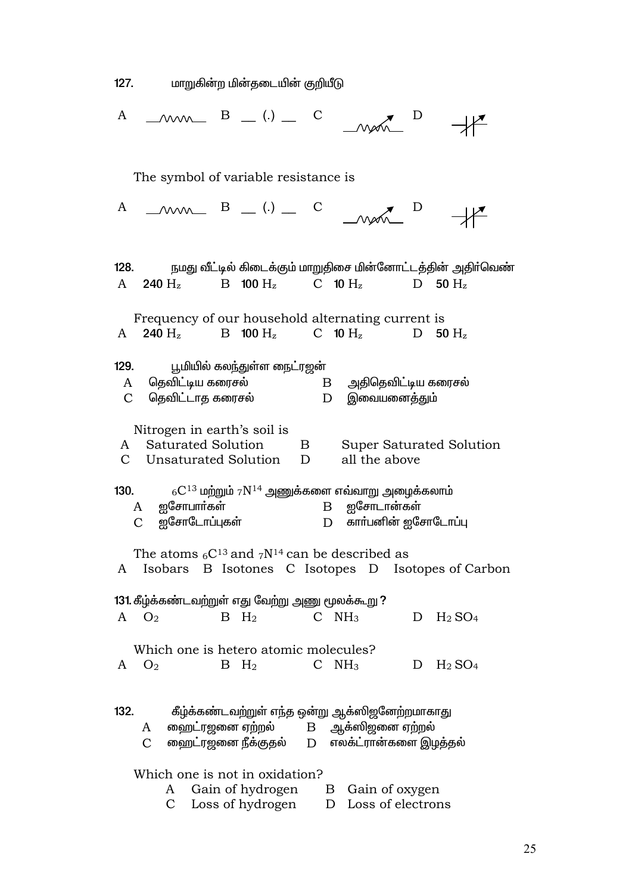127. மாறுகின்ற மின்தடையின் குறியீடு

A ⎯ww⎯ B ⎯ (.) ⎯ C ⎯ww↗⎯ D ⫲↗

The symbol of variable resistance is

A ⎯ww⎯ B ⎯ (.) ⎯ C ⎯ww↗⎯ D ⫲↗

128. நமது வீட்டில் கிடைக்கும் மாறுதிசை மின்னோட்டத்தின் அதிர்வெண்

A 240 Hz B 100 Hz C 10 Hz D 50 Hz

Frequency of our household alternating current is

A 240 Hz B 100 Hz C 10 Hz D 50 Hz

129. பூமியில் கலந்துள்ள நைட்ரஜன்

A தெவிட்டிய கரைசல் B அதிதெவிட்டிய கரைசல்
C தெவிட்டாத கரைசல் D இவையனைத்தும்

Nitrogen in earth's soil is

A Saturated Solution B Super Saturated Solution
C Unsaturated Solution D all the above

130. ${}_6C^{13}$ மற்றும் ${}_7N^{14}$ அணுக்களை எவ்வாறு அழைக்கலாம்

A ஐசோபார்கள் B ஐசோடான்கள்
C ஐசோடோப்புகள் D கார்பனின் ஐசோடோப்பு

The atoms ${}_6C^{13}$ and ${}_7N^{14}$ can be described as

A Isobars B Isotones C Isotopes D Isotopes of Carbon

131. கீழ்க்கண்டவற்றுள் எது வேற்று அணு மூலக்கூறு ?

A $O_2$ B $H_2$ C $NH_3$ D $H_2SO_4$

Which one is hetero atomic molecules?

A $O_2$ B $H_2$ C $NH_3$ D $H_2SO_4$

132. கீழ்க்கண்டவற்றுள் எந்த ஒன்று ஆக்ஸிஜனேற்றமாகாது

A ஹைட்ரஜனை ஏற்றல் B ஆக்ஸிஜனை ஏற்றல்
C ஹைட்ரஜனை நீக்குதல் D எலக்ட்ரான்களை இழத்தல்

Which one is not in oxidation?

A Gain of hydrogen B Gain of oxygen
C Loss of hydrogen D Loss of electrons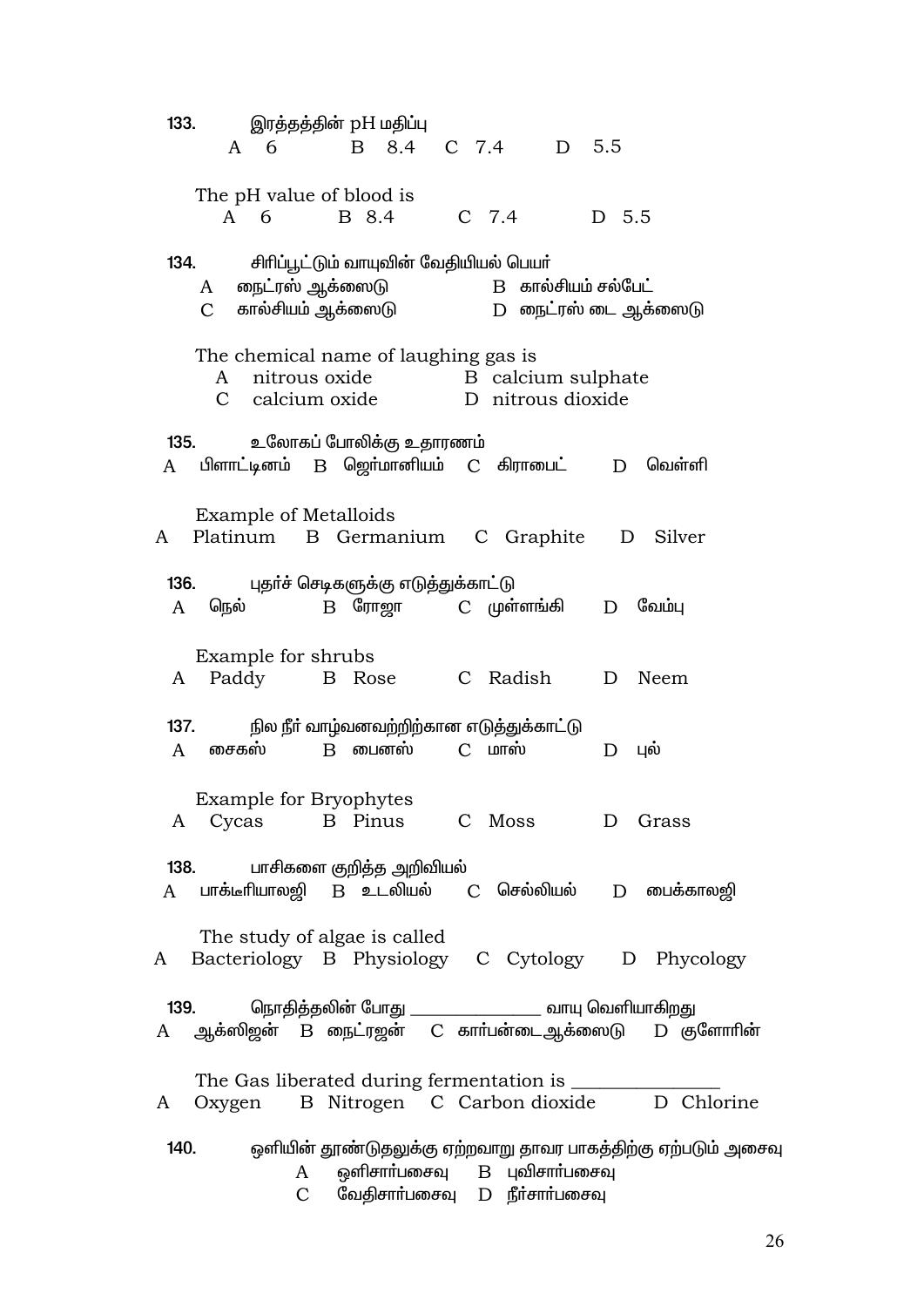133. இரத்தத்தின் pH மதிப்பு
A 6 B 8.4 C 7.4 D 5.5

The pH value of blood is
A 6 B 8.4 C 7.4 D 5.5

134. சிரிப்பூட்டும் வாயுவின் வேதியியல் பெயர்
A நைட்ரஸ் ஆக்ஸைடு B கால்சியம் சல்பேட்
C கால்சியம் ஆக்ஸைடு D நைட்ரஸ் டை ஆக்ஸைடு

The chemical name of laughing gas is
A nitrous oxide B calcium sulphate
C calcium oxide D nitrous dioxide

135. உலோகப் போலிக்கு உதாரணம்
A பிளாட்டினம் B ஜெர்மானியம் C கிராபைட் D வெள்ளி

Example of Metalloids
A Platinum B Germanium C Graphite D Silver

136. புதர்ச் செடிகளுக்கு எடுத்துக்காட்டு
A நெல் B ரோஜா C முள்ளங்கி D வேம்பு

Example for shrubs
A Paddy B Rose C Radish D Neem

137. நில நீர் வாழ்வனவற்றிற்கான எடுத்துக்காட்டு
A சைகஸ் B பைனஸ் C மாஸ் D புல்

Example for Bryophytes
A Cycas B Pinus C Moss D Grass

138. பாசிகளை குறித்த அறிவியல்
A பாக்டீரியாலஜி B உடலியல் C செல்லியல் D பைக்காலஜி

The study of algae is called
A Bacteriology B Physiology C Cytology D Phycology

139. நொதித்தலின் போது _______________ வாயு வெளியாகிறது
A ஆக்ஸிஜன் B நைட்ரஜன் C கார்பன்டைஆக்ஸைடு D குளோரின்

The Gas liberated during fermentation is _______________
A Oxygen B Nitrogen C Carbon dioxide D Chlorine

140. ஒளியின் தூண்டுதலுக்கு ஏற்றவாறு தாவர பாகத்திற்கு ஏற்படும் அசைவு
A ஒளிசார்பசைவு B புவிசார்பசைவு
C வேதிசார்பசைவு D நீர்சார்பசைவு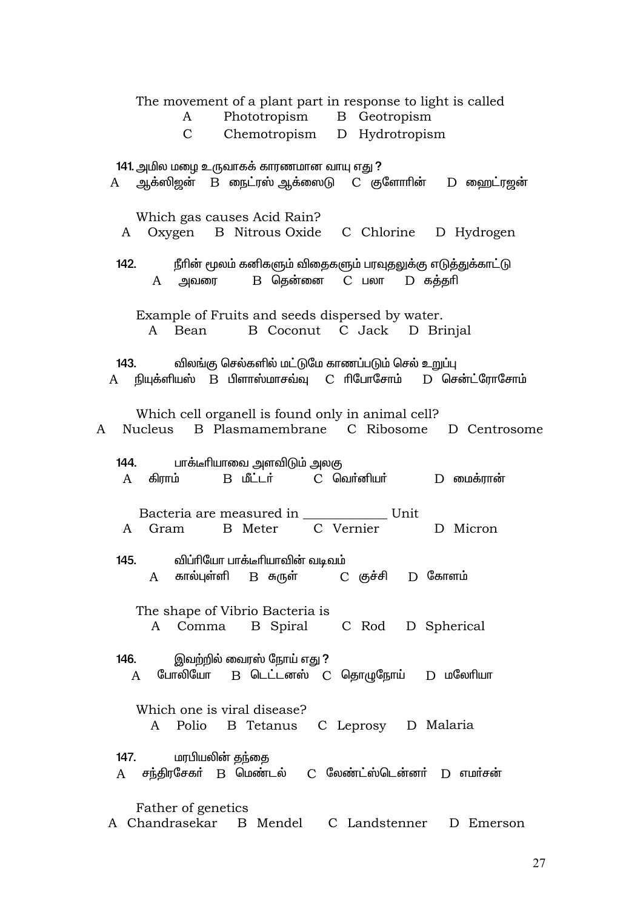The movement of a plant part in response to light is called

A Phototropism B Geotropism

C Chemotropism D Hydrotropism

141. அமில மழை உருவாகக் காரணமான வாயு எது ?

A ஆக்ஸிஜன் B நைட்ரஸ் ஆக்ஸைடு C குளோரின் D ஹைட்ரஜன்

Which gas causes Acid Rain?

A Oxygen B Nitrous Oxide C Chlorine D Hydrogen

142. நீரின் மூலம் கனிகளும் விதைகளும் பரவுதலுக்கு எடுத்துக்காட்டு

A அவரை B தென்னை C பலா D கத்தரி

Example of Fruits and seeds dispersed by water.

A Bean B Coconut C Jack D Brinjal

143. விலங்கு செல்களில் மட்டுமே காணப்படும் செல் உறுப்பு

A நியுக்ளியஸ் B பிளாஸ்மாசவ்வு C ரிபோசோம் D சென்ட்ரோசோம்

Which cell organell is found only in animal cell?

A Nucleus B Plasmamembrane C Ribosome D Centrosome

144. பாக்டீரியாவை அளவிடும் அலகு

A கிராம் B மீட்டர் C வெர்னியர் D மைக்ரான்

Bacteria are measured in ____________ Unit

A Gram B Meter C Vernier D Micron

145. விப்ரியோ பாக்டீரியாவின் வடிவம்

A கால்புள்ளி B சுருள் C குச்சி D கோளம்

The shape of Vibrio Bacteria is

A Comma B Spiral C Rod D Spherical

146. இவற்றில் வைரஸ் நோய் எது ?

A போலியோ B டெட்டனஸ் C தொழுநோய் D மலேரியா

Which one is viral disease?

A Polio B Tetanus C Leprosy D Malaria

147. மரபியலின் தந்தை

A சந்திரசேகர் B மெண்டல் C லேண்ட்ஸ்டென்னர் D எமர்சன்

Father of genetics

A Chandrasekar B Mendel C Landstenner D Emerson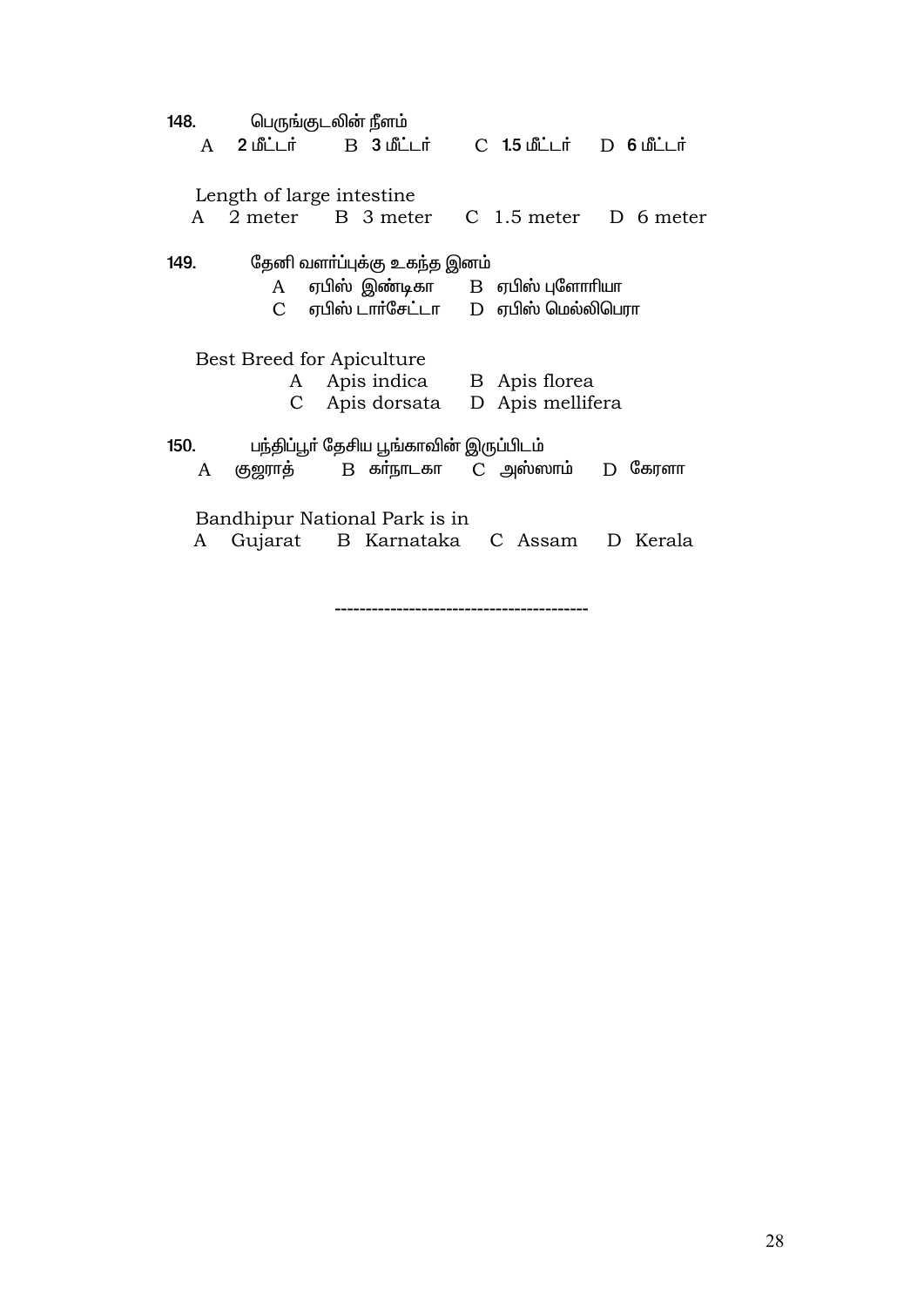148. பெருங்குடலின் நீளம்

A 2 மீட்டர் B 3 மீட்டர் C 1.5 மீட்டர் D 6 மீட்டர்

Length of large intestine

A 2 meter B 3 meter C 1.5 meter D 6 meter

149. தேனி வளர்ப்புக்கு உகந்த இனம்

A ஏபிஸ் இண்டிகா B ஏபிஸ் புளோரியா

C ஏபிஸ் டார்சேட்டா D ஏபிஸ் மெல்லிபெரா

Best Breed for Apiculture

A Apis indica B Apis florea

C Apis dorsata D Apis mellifera

150. பந்திப்பூர் தேசிய பூங்காவின் இருப்பிடம்

A குஜராத் B கர்நாடகா C அஸ்ஸாம் D கேரளா

Bandhipur National Park is in

A Gujarat B Karnataka C Assam D Kerala

----------------------------------------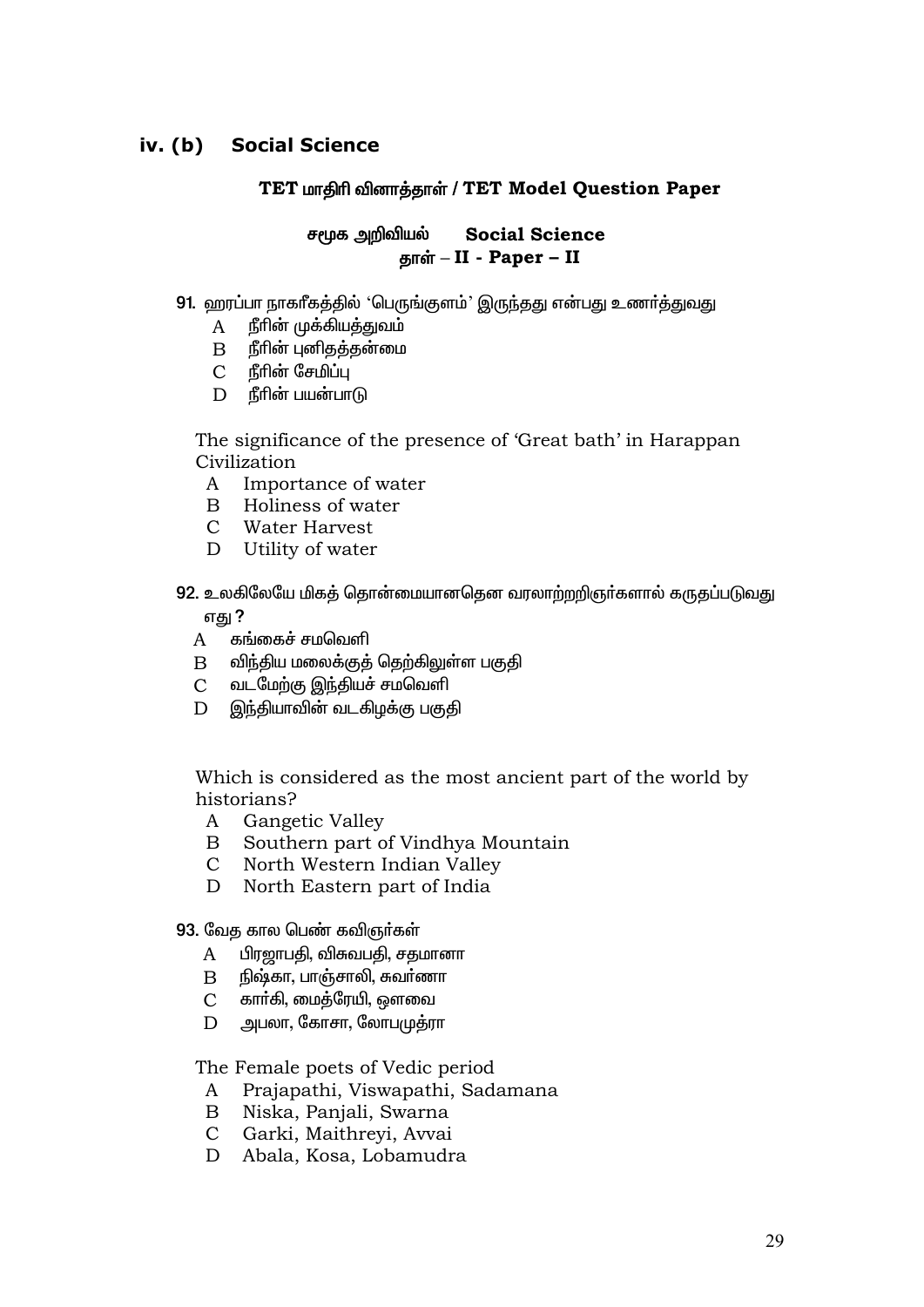## iv. (b) Social Science

### TET மாதிரி வினாத்தாள் / TET Model Question Paper

### சமூக அறிவியல் Social Science
### தாள் – II - Paper – II

91. ஹரப்பா நாகரீகத்தில் 'பெருங்குளம்' இருந்தது என்பது உணர்த்துவது
   - A நீரின் முக்கியத்துவம்
   - B நீரின் புனிதத்தன்மை
   - C நீரின் சேமிப்பு
   - D நீரின் பயன்பாடு

   The significance of the presence of 'Great bath' in Harappan Civilization
   - A Importance of water
   - B Holiness of water
   - C Water Harvest
   - D Utility of water

92. உலகிலேயே மிகத் தொன்மையானதென வரலாற்றறிஞர்களால் கருதப்படுவது எது ?
   - A கங்கைச் சமவெளி
   - B விந்திய மலைக்குத் தெற்கிலுள்ள பகுதி
   - C வடமேற்கு இந்தியச் சமவெளி
   - D இந்தியாவின் வடகிழக்கு பகுதி

   Which is considered as the most ancient part of the world by historians?
   - A Gangetic Valley
   - B Southern part of Vindhya Mountain
   - C North Western Indian Valley
   - D North Eastern part of India

93. வேத கால பெண் கவிஞர்கள்
   - A பிரஜாபதி, விசுவபதி, சதமானா
   - B நிஷ்கா, பாஞ்சாலி, சுவர்ணா
   - C கார்கி, மைத்ரேயி, ஔவை
   - D அபலா, கோசா, லோபமுத்ரா

   The Female poets of Vedic period
   - A Prajapathi, Viswapathi, Sadamana
   - B Niska, Panjali, Swarna
   - C Garki, Maithreyi, Avvai
   - D Abala, Kosa, Lobamudra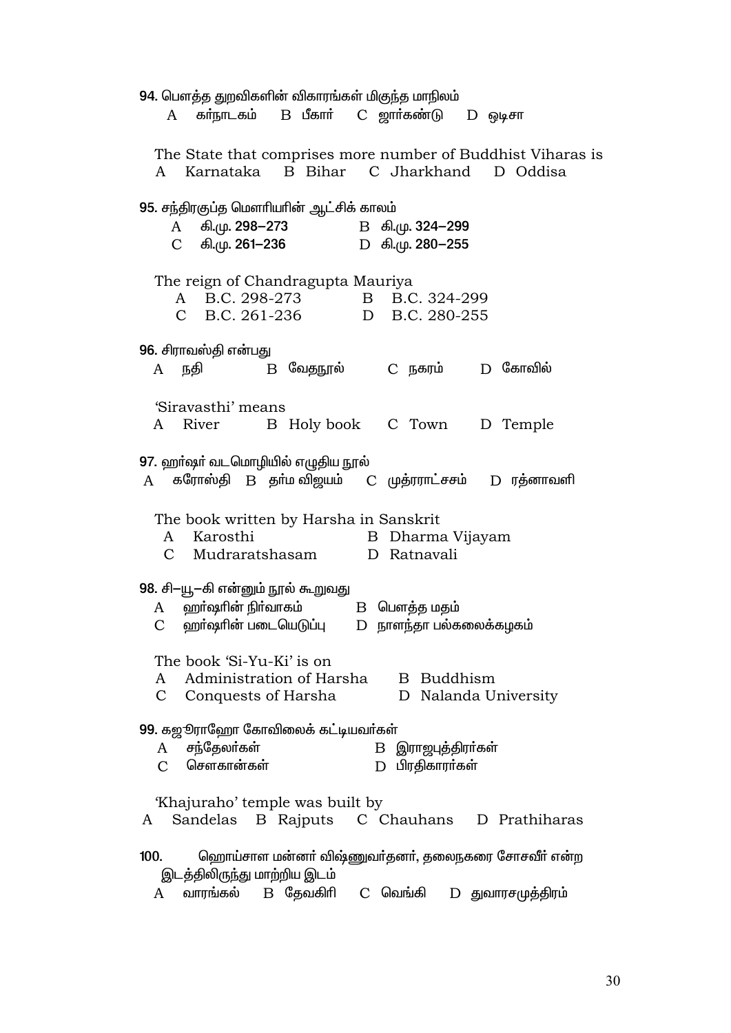94. பௌத்த துறவிகளின் விகாரங்கள் மிகுந்த மாநிலம்

A கர்நாடகம் B பீகார் C ஜார்கண்டு D ஒடிசா

The State that comprises more number of Buddhist Viharas is

A Karnataka B Bihar C Jharkhand D Oddisa

95. சந்திரகுப்த மௌரியரின் ஆட்சிக் காலம்

A கி.மு. 298–273 B கி.மு. 324–299

C கி.மு. 261–236 D கி.மு. 280–255

The reign of Chandragupta Mauriya

A B.C. 298-273 B B.C. 324-299

C B.C. 261-236 D B.C. 280-255

96. சிராவஸ்தி என்பது

A நதி B வேதநூல் C நகரம் D கோவில்

'Siravasthi' means

A River B Holy book C Town D Temple

97. ஹர்ஷர் வடமொழியில் எழுதிய நூல்

A கரோஸ்தி B தர்ம விஜயம் C முத்ரராட்சசம் D ரத்னாவளி

The book written by Harsha in Sanskrit

A Karosthi B Dharma Vijayam

C Mudraratshasam D Ratnavali

98. சி–யூ–கி என்னும் நூல் கூறுவது

A ஹர்ஷரின் நிர்வாகம் B பௌத்த மதம்

C ஹர்ஷரின் படையெடுப்பு D நாளந்தா பல்கலைக்கழகம்

The book 'Si-Yu-Ki' is on

A Administration of Harsha B Buddhism

C Conquests of Harsha D Nalanda University

99. கஜுராஹோ கோவிலைக் கட்டியவர்கள்

A சந்தேலர்கள் B இராஜபுத்திரர்கள்

C சௌகான்கள் D பிரதிகாரர்கள்

'Khajuraho' temple was built by

A Sandelas B Rajputs C Chauhans D Prathiharas

100. ஹொய்சாள மன்னர் விஷ்ணுவர்தனர், தலைநகரை சோசவீர் என்ற இடத்திலிருந்து மாற்றிய இடம்

A வாரங்கல் B தேவகிரி C வெங்கி D துவாரசமுத்திரம்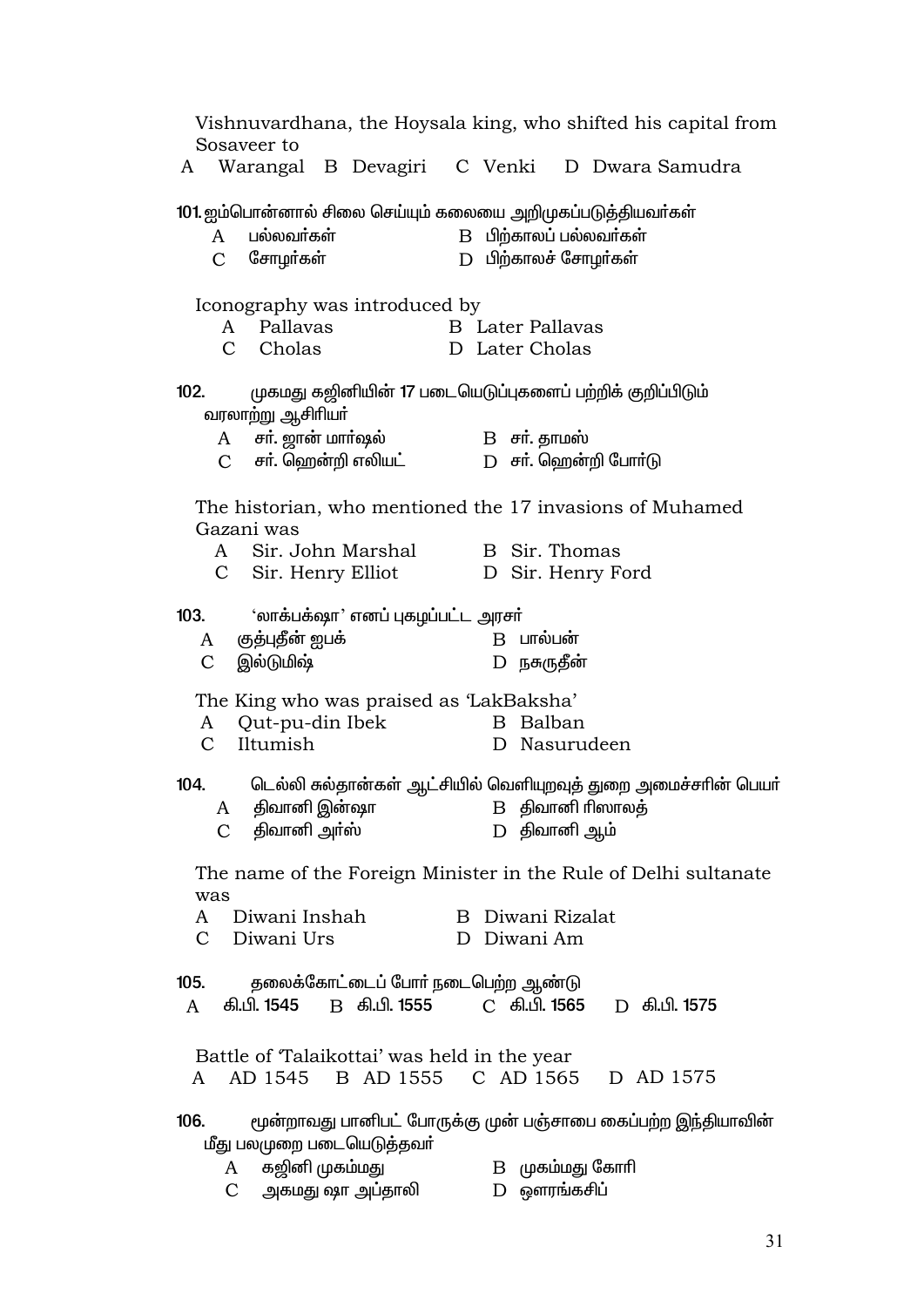Vishnuvardhana, the Hoysala king, who shifted his capital from Sosaveer to

A Warangal B Devagiri C Venki D Dwara Samudra

101. ஐம்பொன்னால் சிலை செய்யும் கலையை அறிமுகப்படுத்தியவர்கள்

A பல்லவர்கள் B பிற்காலப் பல்லவர்கள்

C சோழர்கள் D பிற்காலச் சோழர்கள்

Iconography was introduced by

A Pallavas B Later Pallavas

C Cholas D Later Cholas

102. முகமது கஜினியின் 17 படையெடுப்புகளைப் பற்றிக் குறிப்பிடும் வரலாற்று ஆசிரியர்

A சர். ஜான் மார்ஷல் B சர். தாமஸ்

C சர். ஹென்றி எலியட் D சர். ஹென்றி போர்டு

The historian, who mentioned the 17 invasions of Muhamed Gazani was

A Sir. John Marshal B Sir. Thomas

C Sir. Henry Elliot D Sir. Henry Ford

103. 'லாக்பக்ஷா' எனப் புகழப்பட்ட அரசர்

A குத்புதீன் ஐபக் B பால்பன்

C இல்டுமிஷ் D நசுருதீன்

The King who was praised as 'LakBaksha'

A Qut-pu-din Ibek B Balban

C Iltumish D Nasurudeen

104. டெல்லி சுல்தான்கள் ஆட்சியில் வெளியுறவுத் துறை அமைச்சரின் பெயர்

A திவானி இன்ஷா B திவானி ரிஸாலத்

C திவானி அர்ஸ் D திவானி ஆம்

The name of the Foreign Minister in the Rule of Delhi sultanate was

A Diwani Inshah B Diwani Rizalat

C Diwani Urs D Diwani Am

105. தலைக்கோட்டைப் போர் நடைபெற்ற ஆண்டு

A கி.பி. 1545 B கி.பி. 1555 C கி.பி. 1565 D கி.பி. 1575

Battle of 'Talaikottai' was held in the year

A AD 1545 B AD 1555 C AD 1565 D AD 1575

106. மூன்றாவது பானிபட் போருக்கு முன் பஞ்சாபை கைப்பற்ற இந்தியாவின் மீது பலமுறை படையெடுத்தவர்

A கஜினி முகம்மது B முகம்மது கோரி

C அகமது ஷா அப்தாலி D ஔரங்கசிப்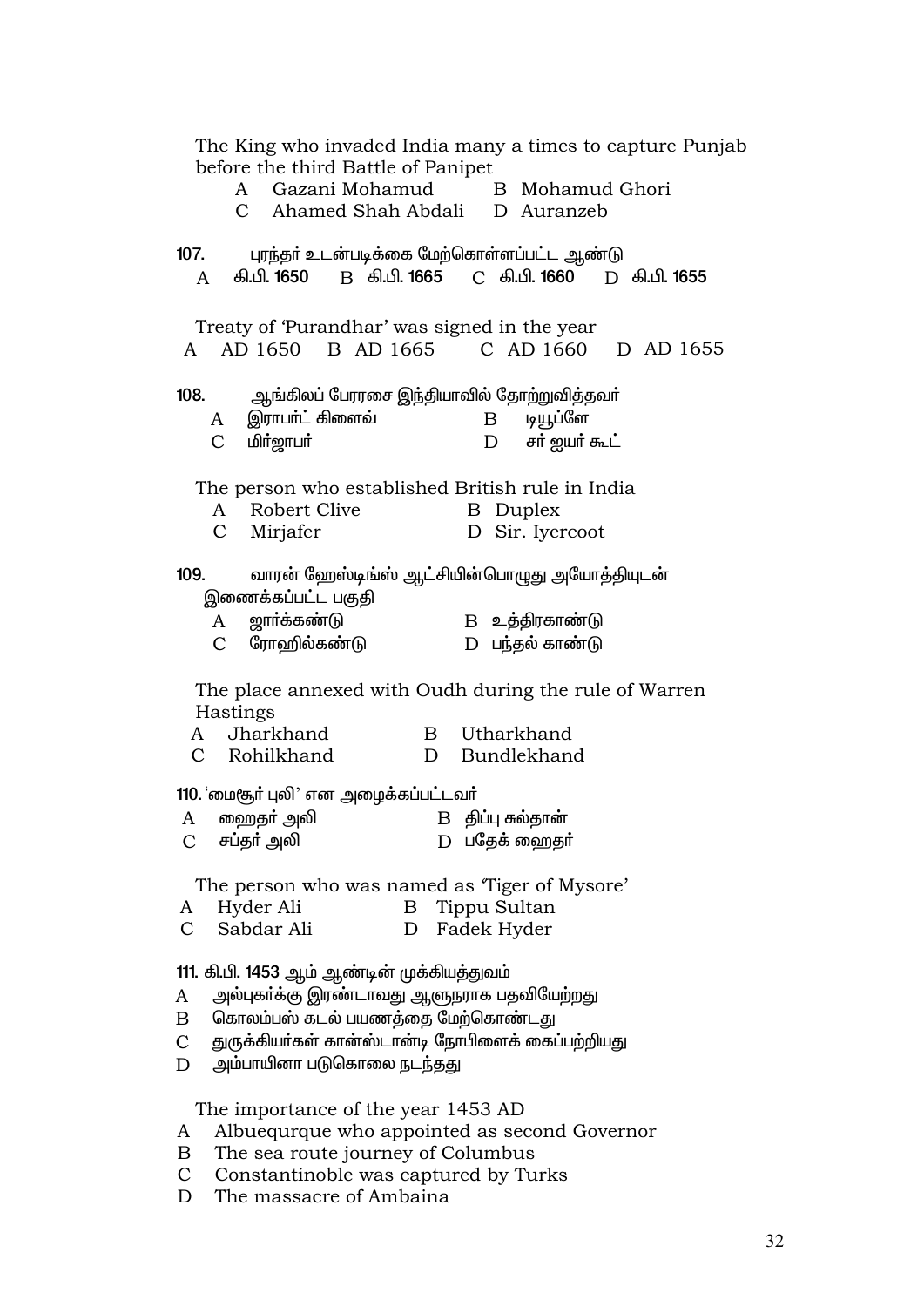The King who invaded India many a times to capture Punjab before the third Battle of Panipet

A Gazani Mohamud B Mohamud Ghori
C Ahamed Shah Abdali D Auranzeb

107. புரந்தர் உடன்படிக்கை மேற்கொள்ளப்பட்ட ஆண்டு

A கி.பி. 1650 B கி.பி. 1665 C கி.பி. 1660 D கி.பி. 1655

Treaty of 'Purandhar' was signed in the year

A AD 1650 B AD 1665 C AD 1660 D AD 1655

108. ஆங்கிலப் பேரரசை இந்தியாவில் தோற்றுவித்தவர்

A இராபர்ட் கிளைவ் B டியூப்ளே
C மிர்ஜாபர் D சர் ஐயர் கூட்

The person who established British rule in India

A Robert Clive B Duplex
C Mirjafer D Sir. Iyercoot

109. வாரன் ஹேஸ்டிங்ஸ் ஆட்சியின்பொழுது அயோத்தியுடன் இணைக்கப்பட்ட பகுதி

A ஜார்க்கண்டு B உத்திரகாண்டு
C ரோஹில்கண்டு D பந்தல் காண்டு

The place annexed with Oudh during the rule of Warren Hastings

A Jharkhand B Utharkhand
C Rohilkhand D Bundlekhand

110. 'மைசூர் புலி' என அழைக்கப்பட்டவர்

A ஹைதர் அலி B திப்பு சுல்தான்
C சப்தர் அலி D பதேக் ஹைதர்

The person who was named as 'Tiger of Mysore'

A Hyder Ali B Tippu Sultan
C Sabdar Ali D Fadek Hyder

111. கி.பி. 1453 ஆம் ஆண்டின் முக்கியத்துவம்

A அல்புகர்க்கு இரண்டாவது ஆளுநராக பதவியேற்றது
B கொலம்பஸ் கடல் பயணத்தை மேற்கொண்டது
C துருக்கியர்கள் கான்ஸ்டான்டி நோபிளைக் கைப்பற்றியது
D அம்பாயினா படுகொலை நடந்தது

The importance of the year 1453 AD

A Albuequrque who appointed as second Governor
B The sea route journey of Columbus
C Constantinoble was captured by Turks
D The massacre of Ambaina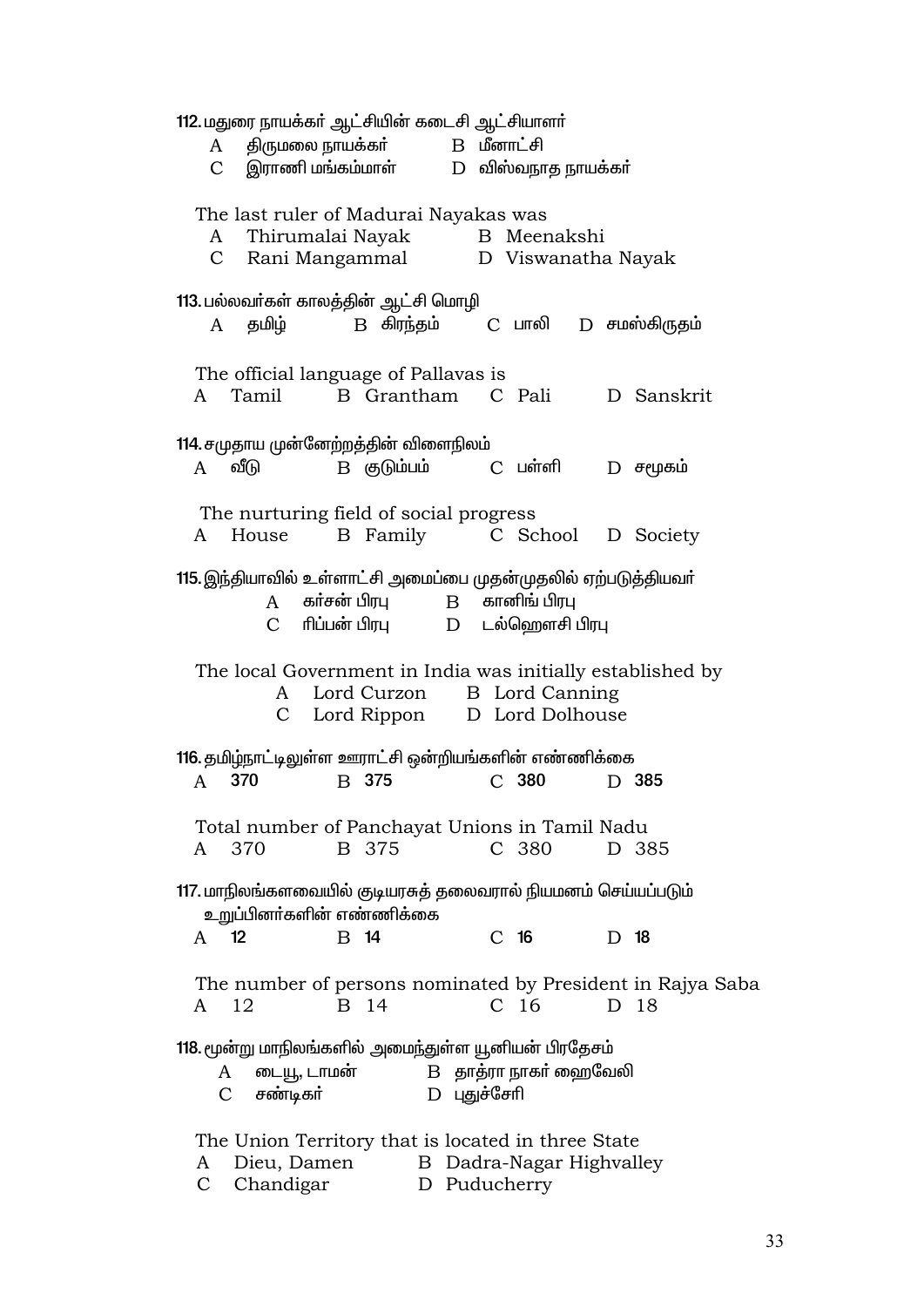112. மதுரை நாயக்கர் ஆட்சியின் கடைசி ஆட்சியாளர்

A திருமலை நாயக்கர் B மீனாட்சி
C இராணி மங்கம்மாள் D விஸ்வநாத நாயக்கர்

The last ruler of Madurai Nayakas was

A Thirumalai Nayak B Meenakshi
C Rani Mangammal D Viswanatha Nayak

113. பல்லவர்கள் காலத்தின் ஆட்சி மொழி

A தமிழ் B கிரந்தம் C பாலி D சமஸ்கிருதம்

The official language of Pallavas is

A Tamil B Grantham C Pali D Sanskrit

114. சமுதாய முன்னேற்றத்தின் விளைநிலம்

A வீடு B குடும்பம் C பள்ளி D சமூகம்

The nurturing field of social progress

A House B Family C School D Society

115. இந்தியாவில் உள்ளாட்சி அமைப்பை முதன்முதலில் ஏற்படுத்தியவர்

A கர்சன் பிரபு B கானிங் பிரபு
C ரிப்பன் பிரபு D டல்ஹௌசி பிரபு

The local Government in India was initially established by

A Lord Curzon B Lord Canning
C Lord Rippon D Lord Dolhouse

116. தமிழ்நாட்டிலுள்ள ஊராட்சி ஒன்றியங்களின் எண்ணிக்கை

A 370 B 375 C 380 D 385

Total number of Panchayat Unions in Tamil Nadu

A 370 B 375 C 380 D 385

117. மாநிலங்களவையில் குடியரசுத் தலைவரால் நியமனம் செய்யப்படும் உறுப்பினர்களின் எண்ணிக்கை

A 12 B 14 C 16 D 18

The number of persons nominated by President in Rajya Saba

A 12 B 14 C 16 D 18

118. மூன்று மாநிலங்களில் அமைந்துள்ள யூனியன் பிரதேசம்

A டையூ, டாமன் B தாத்ரா நாகர் ஹைவேலி
C சண்டிகர் D புதுச்சேரி

The Union Territory that is located in three State

A Dieu, Damen B Dadra-Nagar Highvalley
C Chandigar D Puducherry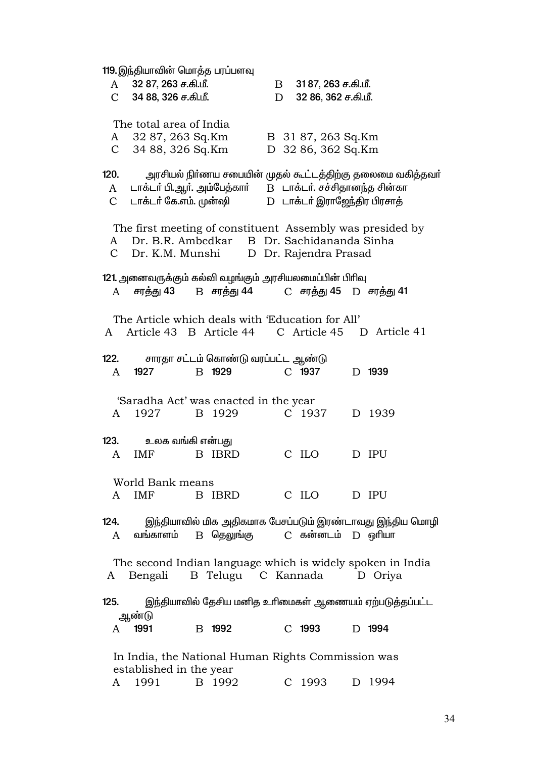119. இந்தியாவின் மொத்த பரப்பளவு

A 32 87, 263 ச.கி.மீ. B 31 87, 263 ச.கி.மீ.
C 34 88, 326 ச.கி.மீ. D 32 86, 362 ச.கி.மீ.

The total area of India

A 32 87, 263 Sq.Km B 31 87, 263 Sq.Km
C 34 88, 326 Sq.Km D 32 86, 362 Sq.Km

120. அரசியல் நிர்ணய சபையின் முதல் கூட்டத்திற்கு தலைமை வகித்தவர்

A டாக்டர் பி.ஆர். அம்பேத்கார் B டாக்டர். சச்சிதானந்த சின்கா
C டாக்டர் கே.எம். முன்ஷி D டாக்டர் இராஜேந்திர பிரசாத்

The first meeting of constituent Assembly was presided by

A Dr. B.R. Ambedkar B Dr. Sachidananda Sinha
C Dr. K.M. Munshi D Dr. Rajendra Prasad

121. அனைவருக்கும் கல்வி வழங்கும் அரசியலமைப்பின் பிரிவு

A சரத்து 43 B சரத்து 44 C சரத்து 45 D சரத்து 41

The Article which deals with 'Education for All'

A Article 43 B Article 44 C Article 45 D Article 41

122. சாரதா சட்டம் கொண்டு வரப்பட்ட ஆண்டு

A 1927 B 1929 C 1937 D 1939

'Saradha Act' was enacted in the year

A 1927 B 1929 C 1937 D 1939

123. உலக வங்கி என்பது

A IMF B IBRD C ILO D IPU

World Bank means

A IMF B IBRD C ILO D IPU

124. இந்தியாவில் மிக அதிகமாக பேசப்படும் இரண்டாவது இந்திய மொழி

A வங்காளம் B தெலுங்கு C கன்னடம் D ஒரியா

The second Indian language which is widely spoken in India

A Bengali B Telugu C Kannada D Oriya

125. இந்தியாவில் தேசிய மனித உரிமைகள் ஆணையம் ஏற்படுத்தப்பட்ட ஆண்டு

A 1991 B 1992 C 1993 D 1994

In India, the National Human Rights Commission was established in the year

A 1991 B 1992 C 1993 D 1994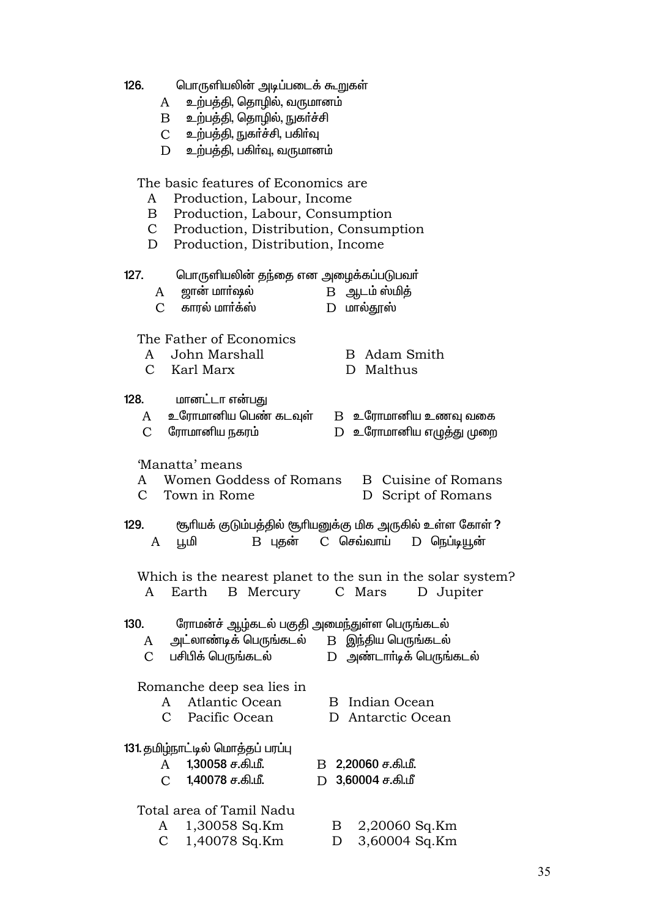126. பொருளியலின் அடிப்படைக் கூறுகள்

A உற்பத்தி, தொழில், வருமானம்
B உற்பத்தி, தொழில், நுகர்ச்சி
C உற்பத்தி, நுகர்ச்சி, பகிர்வு
D உற்பத்தி, பகிர்வு, வருமானம்

The basic features of Economics are

A Production, Labour, Income
B Production, Labour, Consumption
C Production, Distribution, Consumption
D Production, Distribution, Income

127. பொருளியலின் தந்தை என அழைக்கப்படுபவர்

A ஜான் மார்ஷல் B ஆடம் ஸ்மித்
C காரல் மார்க்ஸ் D மால்தூஸ்

The Father of Economics

A John Marshall B Adam Smith
C Karl Marx D Malthus

128. மானட்டா என்பது

A உரோமானிய பெண் கடவுள் B உரோமானிய உணவு வகை
C ரோமானிய நகரம் D உரோமானிய எழுத்து முறை

'Manatta' means

A Women Goddess of Romans B Cuisine of Romans
C Town in Rome D Script of Romans

129. சூரியக் குடும்பத்தில் சூரியனுக்கு மிக அருகில் உள்ள கோள் ?

A பூமி B புதன் C செவ்வாய் D நெப்டியூன்

Which is the nearest planet to the sun in the solar system?

A Earth B Mercury C Mars D Jupiter

130. ரோமன்ச் ஆழ்கடல் பகுதி அமைந்துள்ள பெருங்கடல்

A அட்லாண்டிக் பெருங்கடல் B இந்திய பெருங்கடல்
C பசிபிக் பெருங்கடல் D அண்டார்டிக் பெருங்கடல்

Romanche deep sea lies in

A Atlantic Ocean B Indian Ocean
C Pacific Ocean D Antarctic Ocean

131. தமிழ்நாட்டில் மொத்தப் பரப்பு

A 1,30058 ச.கி.மீ. B 2,20060 ச.கி.மீ.
C 1,40078 ச.கி.மீ. D 3,60004 ச.கி.மீ

Total area of Tamil Nadu

A 1,30058 Sq.Km B 2,20060 Sq.Km
C 1,40078 Sq.Km D 3,60004 Sq.Km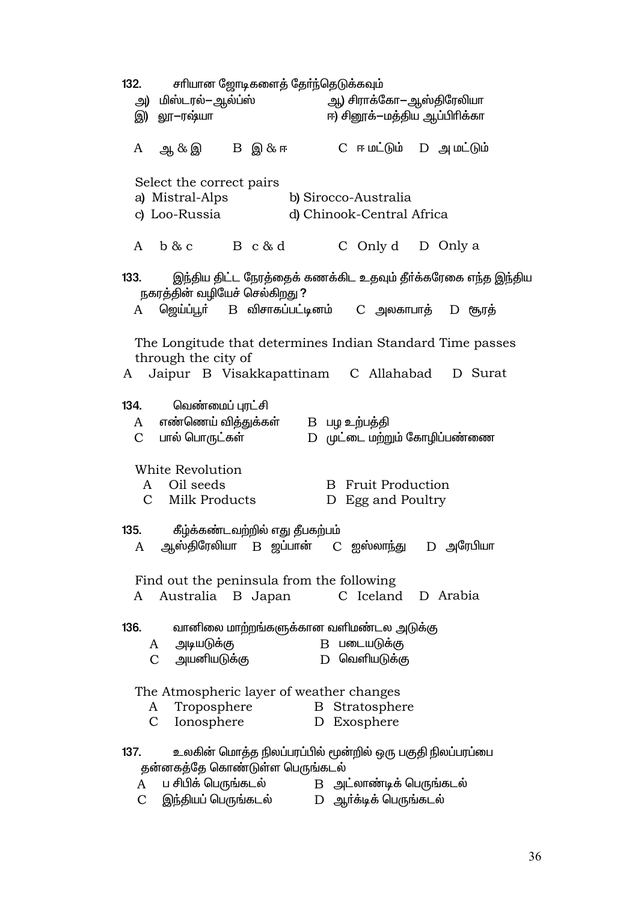132. சரியான ஜோடிகளைத் தேர்ந்தெடுக்கவும்

அ) மிஸ்டரல்–ஆல்ப்ஸ் ஆ) சிராக்கோ–ஆஸ்திரேலியா
இ) லூ–ரஷ்யா ஈ) சினூக்–மத்திய ஆப்பிரிக்கா

A ஆ & இ B இ & ஈ C ஈ மட்டும் D அ மட்டும்

Select the correct pairs

a) Mistral-Alps b) Sirocco-Australia
c) Loo-Russia d) Chinook-Central Africa

A b & c B c & d C Only d D Only a

133. இந்திய திட்ட நேரத்தைக் கணக்கிட உதவும் தீர்க்கரேகை எந்த இந்திய நகரத்தின் வழியேச் செல்கிறது ?

A ஜெய்ப்பூர் B விசாகப்பட்டினம் C அலகாபாத் D சூரத்

The Longitude that determines Indian Standard Time passes through the city of

A Jaipur B Visakkapattinam C Allahabad D Surat

134. வெண்மைப் புரட்சி

A எண்ணெய் வித்துக்கள் B பழ உற்பத்தி
C பால் பொருட்கள் D முட்டை மற்றும் கோழிப்பண்ணை

White Revolution

A Oil seeds B Fruit Production
C Milk Products D Egg and Poultry

135. கீழ்க்கண்டவற்றில் எது தீபகற்பம்

A ஆஸ்திரேலியா B ஜப்பான் C ஐஸ்லாந்து D அரேபியா

Find out the peninsula from the following

A Australia B Japan C Iceland D Arabia

136. வானிலை மாற்றங்களுக்கான வளிமண்டல அடுக்கு

A அடியடுக்கு B படையடுக்கு
C அயனியடுக்கு D வெளியடுக்கு

The Atmospheric layer of weather changes

A Troposphere B Stratosphere
C Ionosphere D Exosphere

137. உலகின் மொத்த நிலப்பரப்பில் மூன்றில் ஒரு பகுதி நிலப்பரப்பை தன்னகத்தே கொண்டுள்ள பெருங்கடல்

A ப சிபிக் பெருங்கடல் B அட்லாண்டிக் பெருங்கடல்
C இந்தியப் பெருங்கடல் D ஆர்க்டிக் பெருங்கடல்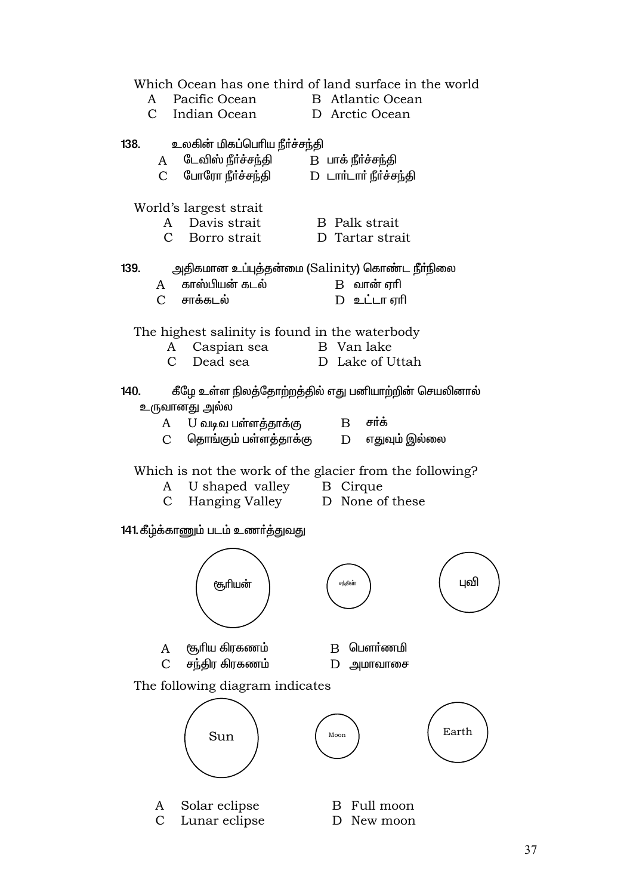Which Ocean has one third of land surface in the world

A Pacific Ocean  B Atlantic Ocean
C Indian Ocean  D Arctic Ocean

**138.** உலகின் மிகப்பெரிய நீர்ச்சந்தி

A டேவிஸ் நீர்ச்சந்தி  B பாக் நீர்ச்சந்தி
C போரோ நீர்ச்சந்தி  D டார்டார் நீர்ச்சந்தி

World's largest strait

A Davis strait  B Palk strait
C Borro strait  D Tartar strait

**139.** அதிகமான உப்புத்தன்மை (Salinity) கொண்ட நீர்நிலை

A காஸ்பியன் கடல்  B வான் ஏரி
C சாக்கடல்  D உட்டா ஏரி

The highest salinity is found in the waterbody

A Caspian sea  B Van lake
C Dead sea  D Lake of Uttah

**140.** கீழே உள்ள நிலத்தோற்றத்தில் எது பனியாற்றின் செயலினால் உருவானது அல்ல

A U வடிவ பள்ளத்தாக்கு  B சர்க்
C தொங்கும் பள்ளத்தாக்கு  D எதுவும் இல்லை

Which is not the work of the glacier from the following?

A U shaped valley  B Cirque
C Hanging Valley  D None of these

**141.** கீழ்க்காணும் படம் உணர்த்துவது

சூரியன்  சந்திரன்  புவி

A சூரிய கிரகணம்  B பௌர்ணமி
C சந்திர கிரகணம்  D அமாவாசை

The following diagram indicates

Sun  Moon  Earth

A Solar eclipse  B Full moon
C Lunar eclipse  D New moon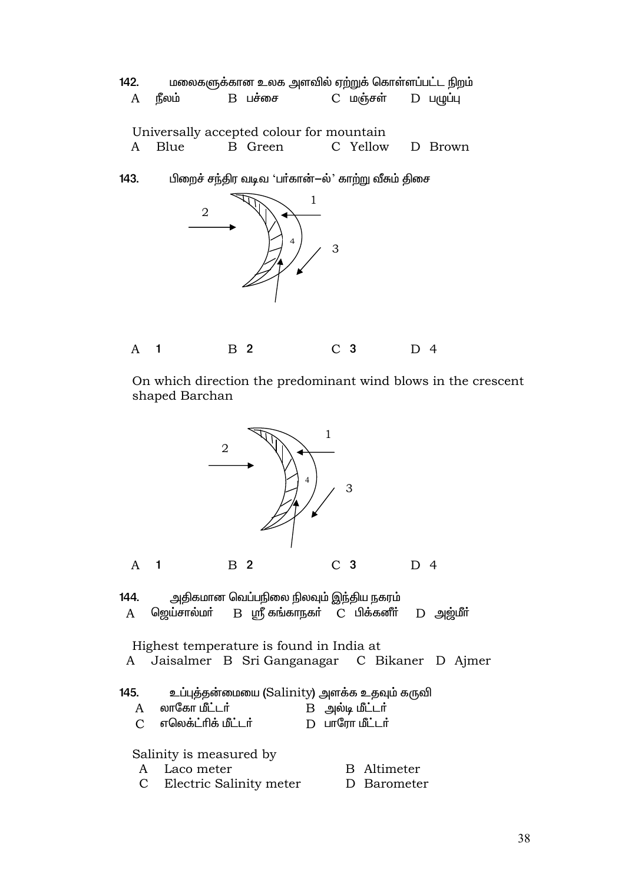142. மலைகளுக்கான உலக அளவில் ஏற்றுக் கொள்ளப்பட்ட நிறம்

A நீலம் B பச்சை C மஞ்சள் D பழுப்பு

Universally accepted colour for mountain

A Blue B Green C Yellow D Brown

143. பிறைச் சந்திர வடிவ 'பர்கான்–ல்' காற்று வீசும் திசை

A 1 B 2 C 3 D 4

On which direction the predominant wind blows in the crescent shaped Barchan

A 1 B 2 C 3 D 4

144. அதிகமான வெப்பநிலை நிலவும் இந்திய நகரம்

A ஜெய்சால்மர் B ஸ்ரீ கங்காநகர் C பிக்கனீர் D அஜ்மீர்

Highest temperature is found in India at

A Jaisalmer B Sri Ganganagar C Bikaner D Ajmer

145. உப்புத்தன்மையை (Salinity) அளக்க உதவும் கருவி

A லாகோ மீட்டர் B அல்டி மீட்டர்

C எலெக்ட்ரிக் மீட்டர் D பாரோ மீட்டர்

Salinity is measured by

A Laco meter B Altimeter

C Electric Salinity meter D Barometer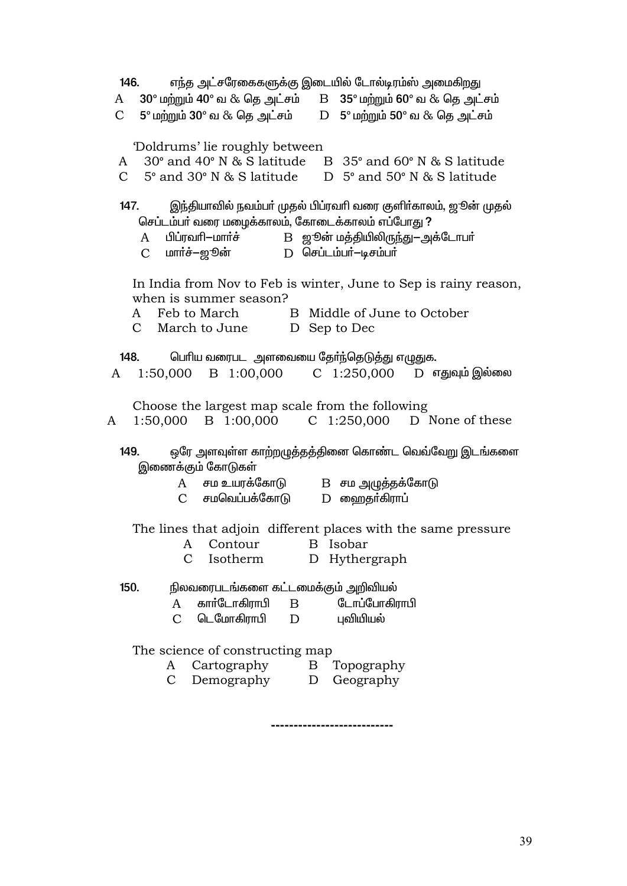146. எந்த அட்சரேகைகளுக்கு இடையில் டோல்டிரம்ஸ் அமைகிறது

A 30° மற்றும் 40° வ & தெ அட்சம் B 35° மற்றும் 60° வ & தெ அட்சம்

C 5° மற்றும் 30° வ & தெ அட்சம் D 5° மற்றும் 50° வ & தெ அட்சம்

'Doldrums' lie roughly between

A 30° and 40° N & S latitude B 35° and 60° N & S latitude

C 5° and 30° N & S latitude D 5° and 50° N & S latitude

147. இந்தியாவில் நவம்பர் முதல் பிப்ரவரி வரை குளிர்காலம், ஜுன் முதல் செப்டம்பர் வரை மழைக்காலம், கோடைக்காலம் எப்போது ?

A பிப்ரவரி–மார்ச் B ஜுன் மத்தியிலிருந்து–அக்டோபர்

C மார்ச்–ஜுன் D செப்டம்பர்–டிசம்பர்

In India from Nov to Feb is winter, June to Sep is rainy reason, when is summer season?

A Feb to March B Middle of June to October

C March to June D Sep to Dec

148. பெரிய வரைபட அளவையை தேர்ந்தெடுத்து எழுதுக.

A 1:50,000 B 1:00,000 C 1:250,000 D எதுவும் இல்லை

Choose the largest map scale from the following

A 1:50,000 B 1:00,000 C 1:250,000 D None of these

149. ஒரே அளவுள்ள காற்றழுத்தத்தினை கொண்ட வெவ்வேறு இடங்களை இணைக்கும் கோடுகள்

A சம உயரக்கோடு B சம அழுத்தக்கோடு

C சமவெப்பக்கோடு D ஹைதர்கிராப்

The lines that adjoin different places with the same pressure

A Contour B Isobar

C Isotherm D Hythergraph

150. நிலவரைபடங்களை கட்டமைக்கும் அறிவியல்

A கார்டோகிராபி B டோப்போகிராபி

C டெமோகிராபி D புவியியல்

The science of constructing map

A Cartography B Topography

C Demography D Geography

---